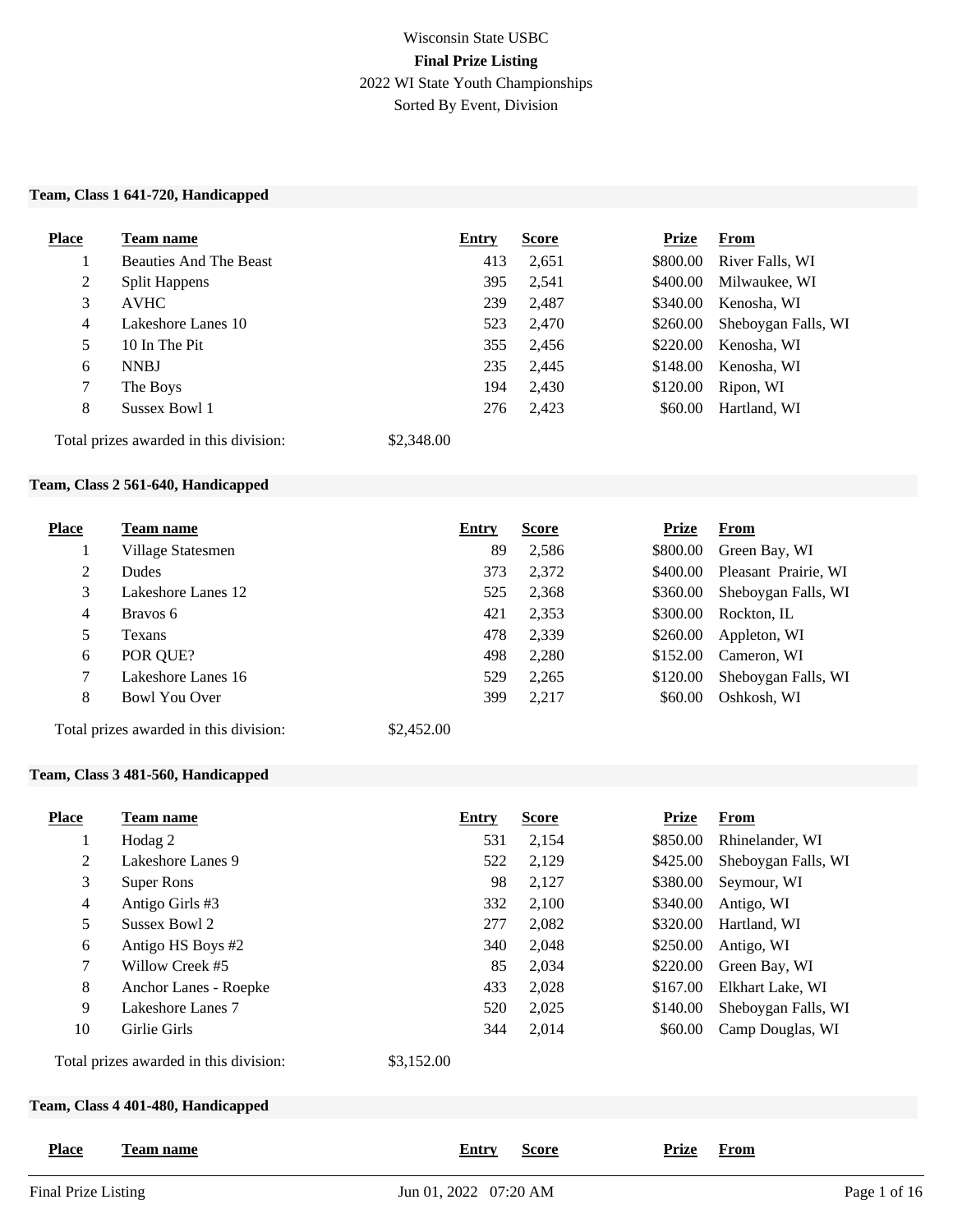Wisconsin State USBC

**Final Prize Listing**

2022 WI State Youth Championships

Sorted By Event, Division

### Team, Class 1 641-720, Handicapped

| Place | Team name | Entry | Score | Prize | From |
|---|---|---|---|---|---|
| 1 | Beauties And The Beast | 413 | 2,651 | $800.00 | River Falls, WI |
| 2 | Split Happens | 395 | 2,541 | $400.00 | Milwaukee, WI |
| 3 | AVHC | 239 | 2,487 | $340.00 | Kenosha, WI |
| 4 | Lakeshore Lanes 10 | 523 | 2,470 | $260.00 | Sheboygan Falls, WI |
| 5 | 10 In The Pit | 355 | 2,456 | $220.00 | Kenosha, WI |
| 6 | NNBJ | 235 | 2,445 | $148.00 | Kenosha, WI |
| 7 | The Boys | 194 | 2,430 | $120.00 | Ripon, WI |
| 8 | Sussex Bowl 1 | 276 | 2,423 | $60.00 | Hartland, WI |

Total prizes awarded in this division: $2,348.00

### Team, Class 2 561-640, Handicapped

| Place | Team name | Entry | Score | Prize | From |
|---|---|---|---|---|---|
| 1 | Village Statesmen | 89 | 2,586 | $800.00 | Green Bay, WI |
| 2 | Dudes | 373 | 2,372 | $400.00 | Pleasant Prairie, WI |
| 3 | Lakeshore Lanes 12 | 525 | 2,368 | $360.00 | Sheboygan Falls, WI |
| 4 | Bravos 6 | 421 | 2,353 | $300.00 | Rockton, IL |
| 5 | Texans | 478 | 2,339 | $260.00 | Appleton, WI |
| 6 | POR QUE? | 498 | 2,280 | $152.00 | Cameron, WI |
| 7 | Lakeshore Lanes 16 | 529 | 2,265 | $120.00 | Sheboygan Falls, WI |
| 8 | Bowl You Over | 399 | 2,217 | $60.00 | Oshkosh, WI |

Total prizes awarded in this division: $2,452.00

### Team, Class 3 481-560, Handicapped

| Place | Team name | Entry | Score | Prize | From |
|---|---|---|---|---|---|
| 1 | Hodag 2 | 531 | 2,154 | $850.00 | Rhinelander, WI |
| 2 | Lakeshore Lanes 9 | 522 | 2,129 | $425.00 | Sheboygan Falls, WI |
| 3 | Super Rons | 98 | 2,127 | $380.00 | Seymour, WI |
| 4 | Antigo Girls #3 | 332 | 2,100 | $340.00 | Antigo, WI |
| 5 | Sussex Bowl 2 | 277 | 2,082 | $320.00 | Hartland, WI |
| 6 | Antigo HS Boys #2 | 340 | 2,048 | $250.00 | Antigo, WI |
| 7 | Willow Creek #5 | 85 | 2,034 | $220.00 | Green Bay, WI |
| 8 | Anchor Lanes - Roepke | 433 | 2,028 | $167.00 | Elkhart Lake, WI |
| 9 | Lakeshore Lanes 7 | 520 | 2,025 | $140.00 | Sheboygan Falls, WI |
| 10 | Girlie Girls | 344 | 2,014 | $60.00 | Camp Douglas, WI |

Total prizes awarded in this division: $3,152.00

### Team, Class 4 401-480, Handicapped

| Place | Team name | Entry | Score | Prize | From |
|---|---|---|---|---|---|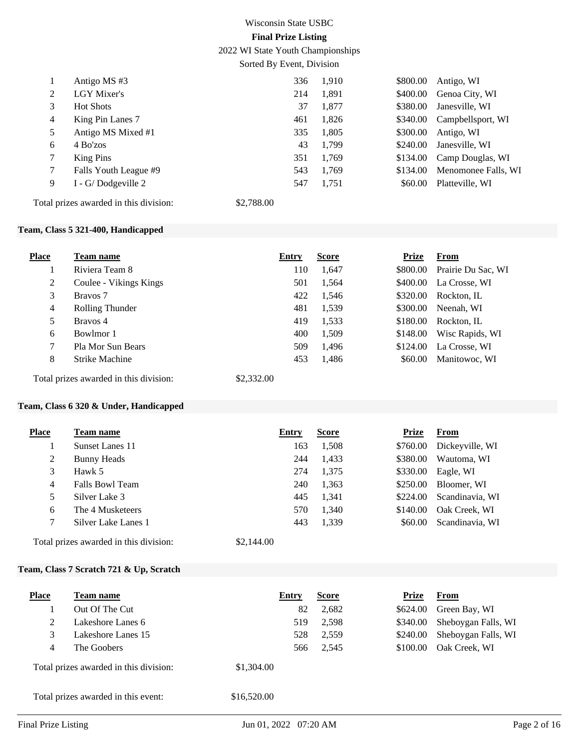| Place | Team name | Entry | Score | Prize | From |
| --- | --- | --- | --- | --- | --- |
| 1 | Antigo MS #3 | 336 | 1,910 | $800.00 | Antigo, WI |
| 2 | LGY Mixer's | 214 | 1,891 | $400.00 | Genoa City, WI |
| 3 | Hot Shots | 37 | 1,877 | $380.00 | Janesville, WI |
| 4 | King Pin Lanes 7 | 461 | 1,826 | $340.00 | Campbellsport, WI |
| 5 | Antigo MS Mixed #1 | 335 | 1,805 | $300.00 | Antigo, WI |
| 6 | 4 Bo'zos | 43 | 1,799 | $240.00 | Janesville, WI |
| 7 | King Pins | 351 | 1,769 | $134.00 | Camp Douglas, WI |
| 7 | Falls Youth League #9 | 543 | 1,769 | $134.00 | Menomonee Falls, WI |
| 9 | I - G/ Dodgeville 2 | 547 | 1,751 | $60.00 | Platteville, WI |

Total prizes awarded in this division: $2,788.00

### Team, Class 5 321-400, Handicapped

| Place | Team name | Entry | Score | Prize | From |
| --- | --- | --- | --- | --- | --- |
| 1 | Riviera Team 8 | 110 | 1,647 | $800.00 | Prairie Du Sac, WI |
| 2 | Coulee - Vikings Kings | 501 | 1,564 | $400.00 | La Crosse, WI |
| 3 | Bravos 7 | 422 | 1,546 | $320.00 | Rockton, IL |
| 4 | Rolling Thunder | 481 | 1,539 | $300.00 | Neenah, WI |
| 5 | Bravos 4 | 419 | 1,533 | $180.00 | Rockton, IL |
| 6 | Bowlmor 1 | 400 | 1,509 | $148.00 | Wisc Rapids, WI |
| 7 | Pla Mor Sun Bears | 509 | 1,496 | $124.00 | La Crosse, WI |
| 8 | Strike Machine | 453 | 1,486 | $60.00 | Manitowoc, WI |

Total prizes awarded in this division: $2,332.00

### Team, Class 6 320 & Under, Handicapped

| Place | Team name | Entry | Score | Prize | From |
| --- | --- | --- | --- | --- | --- |
| 1 | Sunset Lanes 11 | 163 | 1,508 | $760.00 | Dickeyville, WI |
| 2 | Bunny Heads | 244 | 1,433 | $380.00 | Wautoma, WI |
| 3 | Hawk 5 | 274 | 1,375 | $330.00 | Eagle, WI |
| 4 | Falls Bowl Team | 240 | 1,363 | $250.00 | Bloomer, WI |
| 5 | Silver Lake 3 | 445 | 1,341 | $224.00 | Scandinavia, WI |
| 6 | The 4 Musketeers | 570 | 1,340 | $140.00 | Oak Creek, WI |
| 7 | Silver Lake Lanes 1 | 443 | 1,339 | $60.00 | Scandinavia, WI |

Total prizes awarded in this division: $2,144.00

### Team, Class 7 Scratch 721 & Up, Scratch

| Place | Team name | Entry | Score | Prize | From |
| --- | --- | --- | --- | --- | --- |
| 1 | Out Of The Cut | 82 | 2,682 | $624.00 | Green Bay, WI |
| 2 | Lakeshore Lanes 6 | 519 | 2,598 | $340.00 | Sheboygan Falls, WI |
| 3 | Lakeshore Lanes 15 | 528 | 2,559 | $240.00 | Sheboygan Falls, WI |
| 4 | The Goobers | 566 | 2,545 | $100.00 | Oak Creek, WI |

Total prizes awarded in this division: $1,304.00

Total prizes awarded in this event: $16,520.00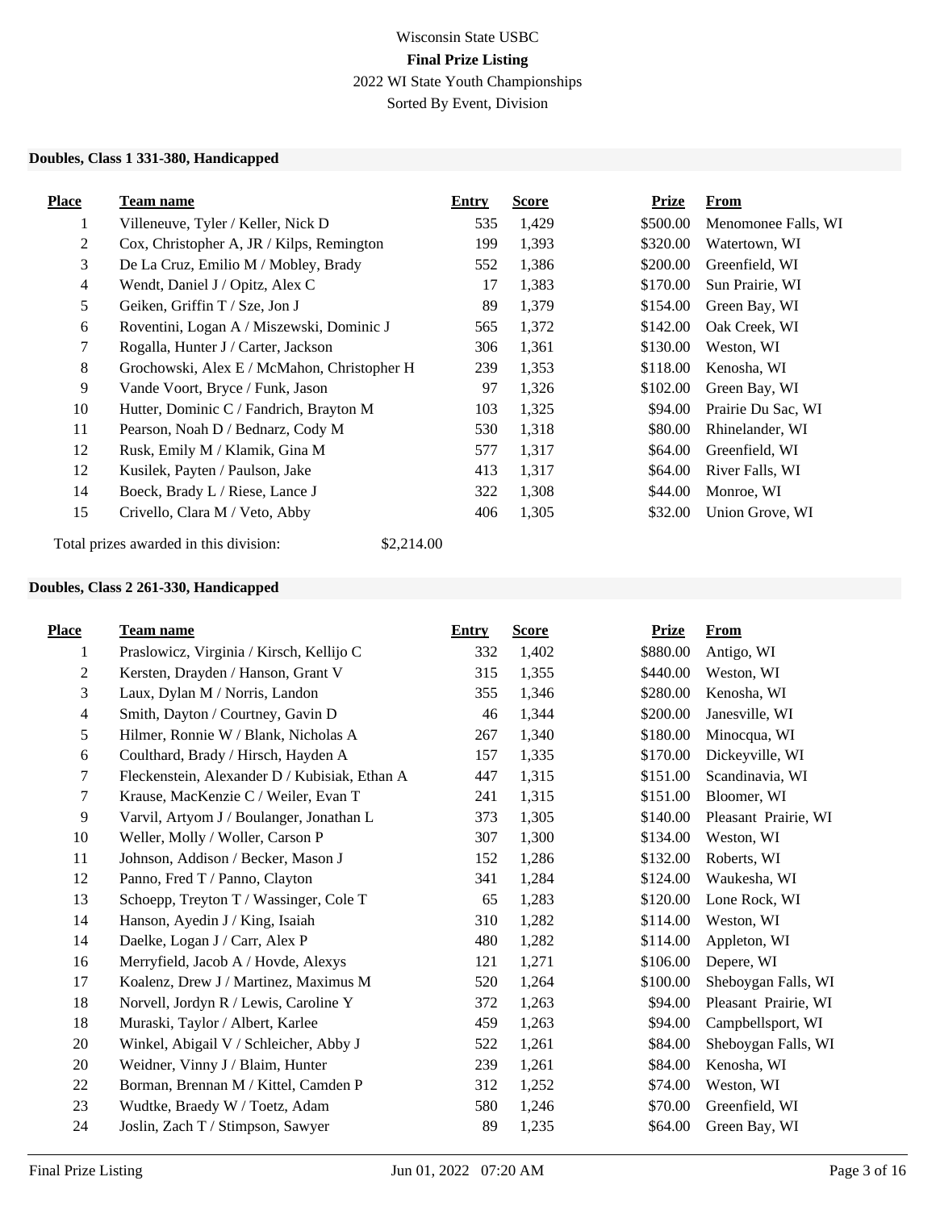Wisconsin State USBC

**Final Prize Listing**

2022 WI State Youth Championships

Sorted By Event, Division

### Doubles, Class 1 331-380, Handicapped

| Place | Team name | Entry | Score | Prize | From |
|---|---|---|---|---|---|
| 1 | Villeneuve, Tyler / Keller, Nick D | 535 | 1,429 | $500.00 | Menomonee Falls, WI |
| 2 | Cox, Christopher A, JR / Kilps, Remington | 199 | 1,393 | $320.00 | Watertown, WI |
| 3 | De La Cruz, Emilio M / Mobley, Brady | 552 | 1,386 | $200.00 | Greenfield, WI |
| 4 | Wendt, Daniel J / Opitz, Alex C | 17 | 1,383 | $170.00 | Sun Prairie, WI |
| 5 | Geiken, Griffin T / Sze, Jon J | 89 | 1,379 | $154.00 | Green Bay, WI |
| 6 | Roventini, Logan A / Miszewski, Dominic J | 565 | 1,372 | $142.00 | Oak Creek, WI |
| 7 | Rogalla, Hunter J / Carter, Jackson | 306 | 1,361 | $130.00 | Weston, WI |
| 8 | Grochowski, Alex E / McMahon, Christopher H | 239 | 1,353 | $118.00 | Kenosha, WI |
| 9 | Vande Voort, Bryce / Funk, Jason | 97 | 1,326 | $102.00 | Green Bay, WI |
| 10 | Hutter, Dominic C / Fandrich, Brayton M | 103 | 1,325 | $94.00 | Prairie Du Sac, WI |
| 11 | Pearson, Noah D / Bednarz, Cody M | 530 | 1,318 | $80.00 | Rhinelander, WI |
| 12 | Rusk, Emily M / Klamik, Gina M | 577 | 1,317 | $64.00 | Greenfield, WI |
| 12 | Kusilek, Payten / Paulson, Jake | 413 | 1,317 | $64.00 | River Falls, WI |
| 14 | Boeck, Brady L / Riese, Lance J | 322 | 1,308 | $44.00 | Monroe, WI |
| 15 | Crivello, Clara M / Veto, Abby | 406 | 1,305 | $32.00 | Union Grove, WI |

Total prizes awarded in this division: $2,214.00

### Doubles, Class 2 261-330, Handicapped

| Place | Team name | Entry | Score | Prize | From |
|---|---|---|---|---|---|
| 1 | Praslowicz, Virginia / Kirsch, Kellijo C | 332 | 1,402 | $880.00 | Antigo, WI |
| 2 | Kersten, Drayden / Hanson, Grant V | 315 | 1,355 | $440.00 | Weston, WI |
| 3 | Laux, Dylan M / Norris, Landon | 355 | 1,346 | $280.00 | Kenosha, WI |
| 4 | Smith, Dayton / Courtney, Gavin D | 46 | 1,344 | $200.00 | Janesville, WI |
| 5 | Hilmer, Ronnie W / Blank, Nicholas A | 267 | 1,340 | $180.00 | Minocqua, WI |
| 6 | Coulthard, Brady / Hirsch, Hayden A | 157 | 1,335 | $170.00 | Dickeyville, WI |
| 7 | Fleckenstein, Alexander D / Kubisiak, Ethan A | 447 | 1,315 | $151.00 | Scandinavia, WI |
| 7 | Krause, MacKenzie C / Weiler, Evan T | 241 | 1,315 | $151.00 | Bloomer, WI |
| 9 | Varvil, Artyom J / Boulanger, Jonathan L | 373 | 1,305 | $140.00 | Pleasant Prairie, WI |
| 10 | Weller, Molly / Woller, Carson P | 307 | 1,300 | $134.00 | Weston, WI |
| 11 | Johnson, Addison / Becker, Mason J | 152 | 1,286 | $132.00 | Roberts, WI |
| 12 | Panno, Fred T / Panno, Clayton | 341 | 1,284 | $124.00 | Waukesha, WI |
| 13 | Schoepp, Treyton T / Wassinger, Cole T | 65 | 1,283 | $120.00 | Lone Rock, WI |
| 14 | Hanson, Ayedin J / King, Isaiah | 310 | 1,282 | $114.00 | Weston, WI |
| 14 | Daelke, Logan J / Carr, Alex P | 480 | 1,282 | $114.00 | Appleton, WI |
| 16 | Merryfield, Jacob A / Hovde, Alexys | 121 | 1,271 | $106.00 | Depere, WI |
| 17 | Koalenz, Drew J / Martinez, Maximus M | 520 | 1,264 | $100.00 | Sheboygan Falls, WI |
| 18 | Norvell, Jordyn R / Lewis, Caroline Y | 372 | 1,263 | $94.00 | Pleasant Prairie, WI |
| 18 | Muraski, Taylor / Albert, Karlee | 459 | 1,263 | $94.00 | Campbellsport, WI |
| 20 | Winkel, Abigail V / Schleicher, Abby J | 522 | 1,261 | $84.00 | Sheboygan Falls, WI |
| 20 | Weidner, Vinny J / Blaim, Hunter | 239 | 1,261 | $84.00 | Kenosha, WI |
| 22 | Borman, Brennan M / Kittel, Camden P | 312 | 1,252 | $74.00 | Weston, WI |
| 23 | Wudtke, Braedy W / Toetz, Adam | 580 | 1,246 | $70.00 | Greenfield, WI |
| 24 | Joslin, Zach T / Stimpson, Sawyer | 89 | 1,235 | $64.00 | Green Bay, WI |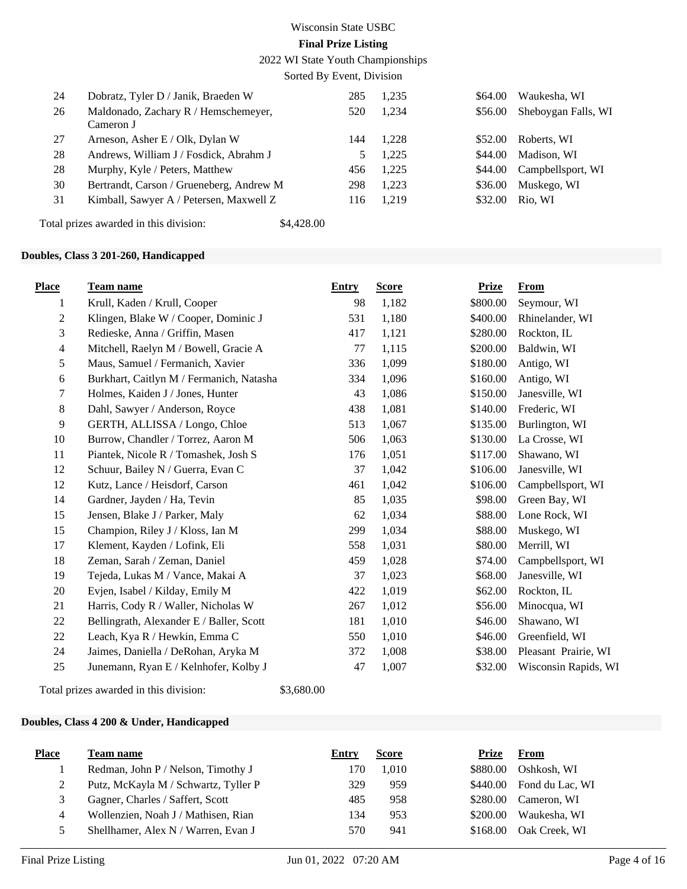| | | | | | |
|---|---|---|---|---|---|
| 24 | Dobratz, Tyler D / Janik, Braeden W | 285 | 1,235 | $64.00 | Waukesha, WI |
| 26 | Maldonado, Zachary R / Hemschemeyer, Cameron J | 520 | 1,234 | $56.00 | Sheboygan Falls, WI |
| 27 | Arneson, Asher E / Olk, Dylan W | 144 | 1,228 | $52.00 | Roberts, WI |
| 28 | Andrews, William J / Fosdick, Abrahm J | 5 | 1,225 | $44.00 | Madison, WI |
| 28 | Murphy, Kyle / Peters, Matthew | 456 | 1,225 | $44.00 | Campbellsport, WI |
| 30 | Bertrandt, Carson / Grueneberg, Andrew M | 298 | 1,223 | $36.00 | Muskego, WI |
| 31 | Kimball, Sawyer A / Petersen, Maxwell Z | 116 | 1,219 | $32.00 | Rio, WI |

Total prizes awarded in this division: $4,428.00

### Doubles, Class 3 201-260, Handicapped

| Place | Team name | Entry | Score | Prize | From |
|---|---|---|---|---|---|
| 1 | Krull, Kaden / Krull, Cooper | 98 | 1,182 | $800.00 | Seymour, WI |
| 2 | Klingen, Blake W / Cooper, Dominic J | 531 | 1,180 | $400.00 | Rhinelander, WI |
| 3 | Redieske, Anna / Griffin, Masen | 417 | 1,121 | $280.00 | Rockton, IL |
| 4 | Mitchell, Raelyn M / Bowell, Gracie A | 77 | 1,115 | $200.00 | Baldwin, WI |
| 5 | Maus, Samuel / Fermanich, Xavier | 336 | 1,099 | $180.00 | Antigo, WI |
| 6 | Burkhart, Caitlyn M / Fermanich, Natasha | 334 | 1,096 | $160.00 | Antigo, WI |
| 7 | Holmes, Kaiden J / Jones, Hunter | 43 | 1,086 | $150.00 | Janesville, WI |
| 8 | Dahl, Sawyer / Anderson, Royce | 438 | 1,081 | $140.00 | Frederic, WI |
| 9 | GERTH, ALLISSA / Longo, Chloe | 513 | 1,067 | $135.00 | Burlington, WI |
| 10 | Burrow, Chandler / Torrez, Aaron M | 506 | 1,063 | $130.00 | La Crosse, WI |
| 11 | Piantek, Nicole R / Tomashek, Josh S | 176 | 1,051 | $117.00 | Shawano, WI |
| 12 | Schuur, Bailey N / Guerra, Evan C | 37 | 1,042 | $106.00 | Janesville, WI |
| 12 | Kutz, Lance / Heisdorf, Carson | 461 | 1,042 | $106.00 | Campbellsport, WI |
| 14 | Gardner, Jayden / Ha, Tevin | 85 | 1,035 | $98.00 | Green Bay, WI |
| 15 | Jensen, Blake J / Parker, Maly | 62 | 1,034 | $88.00 | Lone Rock, WI |
| 15 | Champion, Riley J / Kloss, Ian M | 299 | 1,034 | $88.00 | Muskego, WI |
| 17 | Klement, Kayden / Lofink, Eli | 558 | 1,031 | $80.00 | Merrill, WI |
| 18 | Zeman, Sarah / Zeman, Daniel | 459 | 1,028 | $74.00 | Campbellsport, WI |
| 19 | Tejeda, Lukas M / Vance, Makai A | 37 | 1,023 | $68.00 | Janesville, WI |
| 20 | Evjen, Isabel / Kilday, Emily M | 422 | 1,019 | $62.00 | Rockton, IL |
| 21 | Harris, Cody R / Waller, Nicholas W | 267 | 1,012 | $56.00 | Minocqua, WI |
| 22 | Bellingrath, Alexander E / Baller, Scott | 181 | 1,010 | $46.00 | Shawano, WI |
| 22 | Leach, Kya R / Hewkin, Emma C | 550 | 1,010 | $46.00 | Greenfield, WI |
| 24 | Jaimes, Daniella / DeRohan, Aryka M | 372 | 1,008 | $38.00 | Pleasant Prairie, WI |
| 25 | Junemann, Ryan E / Kelnhofer, Kolby J | 47 | 1,007 | $32.00 | Wisconsin Rapids, WI |

Total prizes awarded in this division: $3,680.00

### Doubles, Class 4 200 & Under, Handicapped

| Place | Team name | Entry | Score | Prize | From |
|---|---|---|---|---|---|
| 1 | Redman, John P / Nelson, Timothy J | 170 | 1,010 | $880.00 | Oshkosh, WI |
| 2 | Putz, McKayla M / Schwartz, Tyller P | 329 | 959 | $440.00 | Fond du Lac, WI |
| 3 | Gagner, Charles / Saffert, Scott | 485 | 958 | $280.00 | Cameron, WI |
| 4 | Wollenzien, Noah J / Mathisen, Rian | 134 | 953 | $200.00 | Waukesha, WI |
| 5 | Shellhamer, Alex N / Warren, Evan J | 570 | 941 | $168.00 | Oak Creek, WI |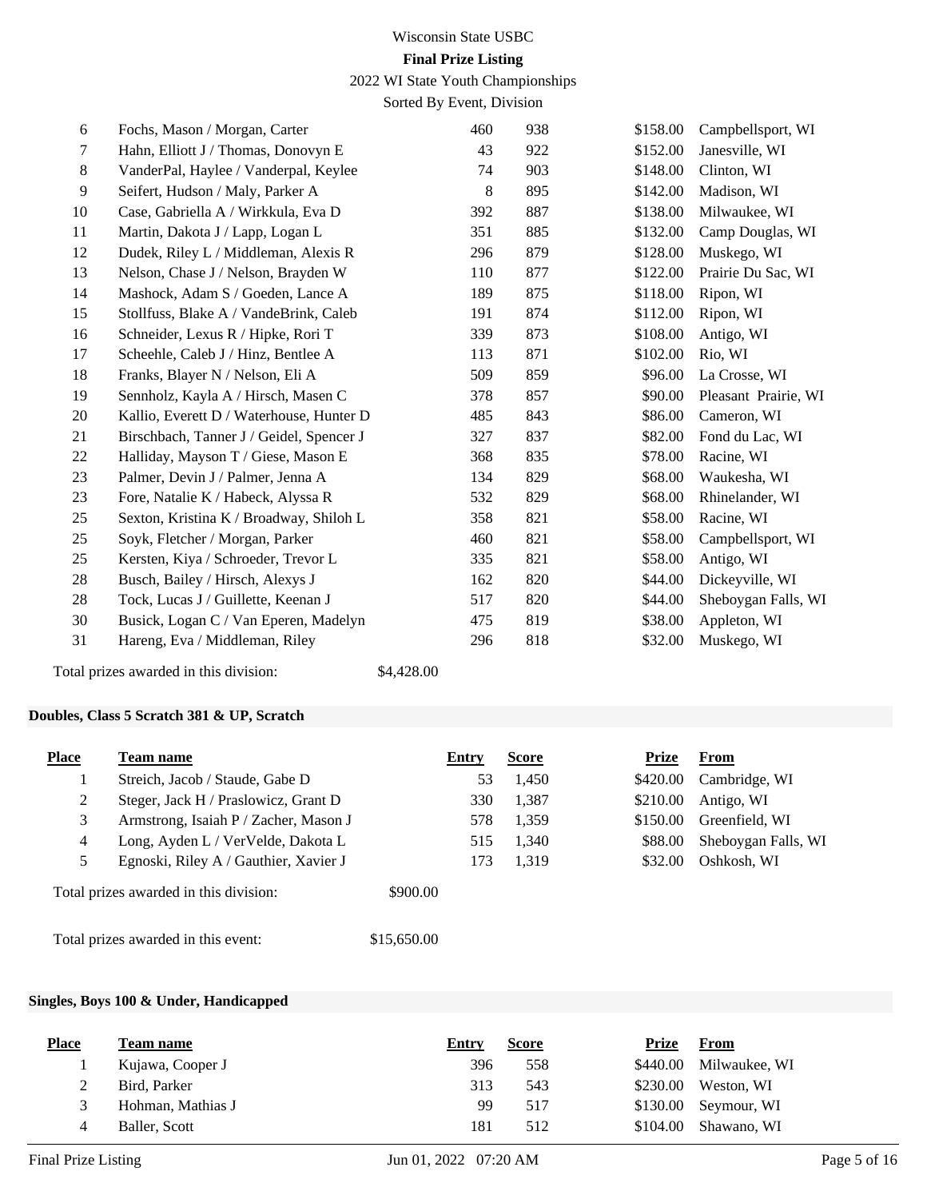| Place | Team name | Entry | Score | Prize | From |
|---|---|---|---|---|---|
| 6 | Fochs, Mason / Morgan, Carter | 460 | 938 | $158.00 | Campbellsport, WI |
| 7 | Hahn, Elliott J / Thomas, Donovyn E | 43 | 922 | $152.00 | Janesville, WI |
| 8 | VanderPal, Haylee / Vanderpal, Keylee | 74 | 903 | $148.00 | Clinton, WI |
| 9 | Seifert, Hudson / Maly, Parker A | 8 | 895 | $142.00 | Madison, WI |
| 10 | Case, Gabriella A / Wirkkula, Eva D | 392 | 887 | $138.00 | Milwaukee, WI |
| 11 | Martin, Dakota J / Lapp, Logan L | 351 | 885 | $132.00 | Camp Douglas, WI |
| 12 | Dudek, Riley L / Middleman, Alexis R | 296 | 879 | $128.00 | Muskego, WI |
| 13 | Nelson, Chase J / Nelson, Brayden W | 110 | 877 | $122.00 | Prairie Du Sac, WI |
| 14 | Mashock, Adam S / Goeden, Lance A | 189 | 875 | $118.00 | Ripon, WI |
| 15 | Stollfuss, Blake A / VandeBrink, Caleb | 191 | 874 | $112.00 | Ripon, WI |
| 16 | Schneider, Lexus R / Hipke, Rori T | 339 | 873 | $108.00 | Antigo, WI |
| 17 | Scheehle, Caleb J / Hinz, Bentlee A | 113 | 871 | $102.00 | Rio, WI |
| 18 | Franks, Blayer N / Nelson, Eli A | 509 | 859 | $96.00 | La Crosse, WI |
| 19 | Sennholz, Kayla A / Hirsch, Masen C | 378 | 857 | $90.00 | Pleasant Prairie, WI |
| 20 | Kallio, Everett D / Waterhouse, Hunter D | 485 | 843 | $86.00 | Cameron, WI |
| 21 | Birschbach, Tanner J / Geidel, Spencer J | 327 | 837 | $82.00 | Fond du Lac, WI |
| 22 | Halliday, Mayson T / Giese, Mason E | 368 | 835 | $78.00 | Racine, WI |
| 23 | Palmer, Devin J / Palmer, Jenna A | 134 | 829 | $68.00 | Waukesha, WI |
| 23 | Fore, Natalie K / Habeck, Alyssa R | 532 | 829 | $68.00 | Rhinelander, WI |
| 25 | Sexton, Kristina K / Broadway, Shiloh L | 358 | 821 | $58.00 | Racine, WI |
| 25 | Soyk, Fletcher / Morgan, Parker | 460 | 821 | $58.00 | Campbellsport, WI |
| 25 | Kersten, Kiya / Schroeder, Trevor L | 335 | 821 | $58.00 | Antigo, WI |
| 28 | Busch, Bailey / Hirsch, Alexys J | 162 | 820 | $44.00 | Dickeyville, WI |
| 28 | Tock, Lucas J / Guillette, Keenan J | 517 | 820 | $44.00 | Sheboygan Falls, WI |
| 30 | Busick, Logan C / Van Eperen, Madelyn | 475 | 819 | $38.00 | Appleton, WI |
| 31 | Hareng, Eva / Middleman, Riley | 296 | 818 | $32.00 | Muskego, WI |

Total prizes awarded in this division: $4,428.00

**Doubles, Class 5 Scratch 381 & UP, Scratch**

| Place | Team name | Entry | Score | Prize | From |
|---|---|---|---|---|---|
| 1 | Streich, Jacob / Staude, Gabe D | 53 | 1,450 | $420.00 | Cambridge, WI |
| 2 | Steger, Jack H / Praslowicz, Grant D | 330 | 1,387 | $210.00 | Antigo, WI |
| 3 | Armstrong, Isaiah P / Zacher, Mason J | 578 | 1,359 | $150.00 | Greenfield, WI |
| 4 | Long, Ayden L / VerVelde, Dakota L | 515 | 1,340 | $88.00 | Sheboygan Falls, WI |
| 5 | Egnoski, Riley A / Gauthier, Xavier J | 173 | 1,319 | $32.00 | Oshkosh, WI |

Total prizes awarded in this division: $900.00

Total prizes awarded in this event: $15,650.00

**Singles, Boys 100 & Under, Handicapped**

| Place | Team name | Entry | Score | Prize | From |
|---|---|---|---|---|---|
| 1 | Kujawa, Cooper J | 396 | 558 | $440.00 | Milwaukee, WI |
| 2 | Bird, Parker | 313 | 543 | $230.00 | Weston, WI |
| 3 | Hohman, Mathias J | 99 | 517 | $130.00 | Seymour, WI |
| 4 | Baller, Scott | 181 | 512 | $104.00 | Shawano, WI |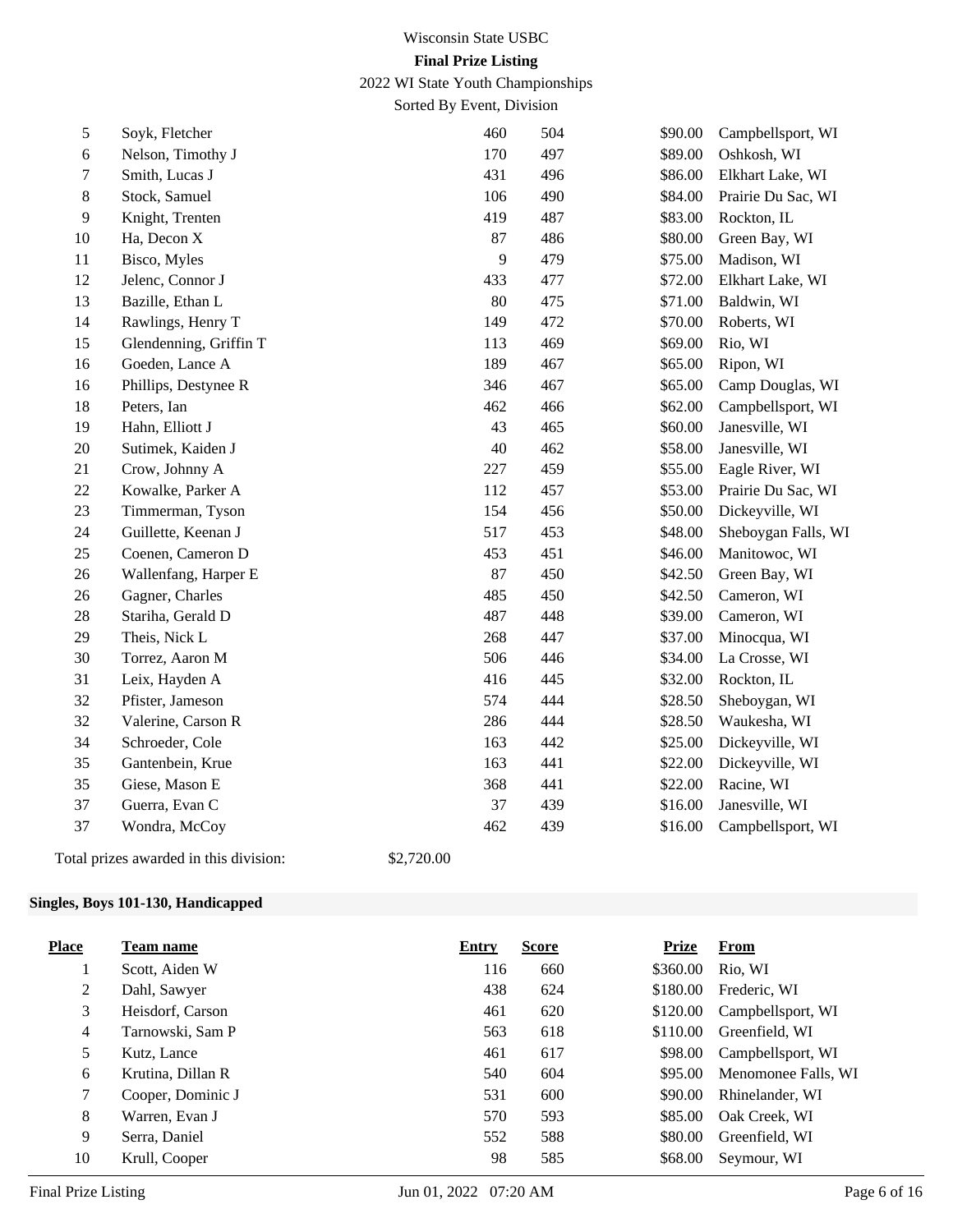| | | | | | |
|---|---|---|---|---|---|
| 5 | Soyk, Fletcher | 460 | 504 | $90.00 | Campbellsport, WI |
| 6 | Nelson, Timothy J | 170 | 497 | $89.00 | Oshkosh, WI |
| 7 | Smith, Lucas J | 431 | 496 | $86.00 | Elkhart Lake, WI |
| 8 | Stock, Samuel | 106 | 490 | $84.00 | Prairie Du Sac, WI |
| 9 | Knight, Trenten | 419 | 487 | $83.00 | Rockton, IL |
| 10 | Ha, Decon X | 87 | 486 | $80.00 | Green Bay, WI |
| 11 | Bisco, Myles | 9 | 479 | $75.00 | Madison, WI |
| 12 | Jelenc, Connor J | 433 | 477 | $72.00 | Elkhart Lake, WI |
| 13 | Bazille, Ethan L | 80 | 475 | $71.00 | Baldwin, WI |
| 14 | Rawlings, Henry T | 149 | 472 | $70.00 | Roberts, WI |
| 15 | Glendenning, Griffin T | 113 | 469 | $69.00 | Rio, WI |
| 16 | Goeden, Lance A | 189 | 467 | $65.00 | Ripon, WI |
| 16 | Phillips, Destynee R | 346 | 467 | $65.00 | Camp Douglas, WI |
| 18 | Peters, Ian | 462 | 466 | $62.00 | Campbellsport, WI |
| 19 | Hahn, Elliott J | 43 | 465 | $60.00 | Janesville, WI |
| 20 | Sutimek, Kaiden J | 40 | 462 | $58.00 | Janesville, WI |
| 21 | Crow, Johnny A | 227 | 459 | $55.00 | Eagle River, WI |
| 22 | Kowalke, Parker A | 112 | 457 | $53.00 | Prairie Du Sac, WI |
| 23 | Timmerman, Tyson | 154 | 456 | $50.00 | Dickeyville, WI |
| 24 | Guillette, Keenan J | 517 | 453 | $48.00 | Sheboygan Falls, WI |
| 25 | Coenen, Cameron D | 453 | 451 | $46.00 | Manitowoc, WI |
| 26 | Wallenfang, Harper E | 87 | 450 | $42.50 | Green Bay, WI |
| 26 | Gagner, Charles | 485 | 450 | $42.50 | Cameron, WI |
| 28 | Stariha, Gerald D | 487 | 448 | $39.00 | Cameron, WI |
| 29 | Theis, Nick L | 268 | 447 | $37.00 | Minocqua, WI |
| 30 | Torrez, Aaron M | 506 | 446 | $34.00 | La Crosse, WI |
| 31 | Leix, Hayden A | 416 | 445 | $32.00 | Rockton, IL |
| 32 | Pfister, Jameson | 574 | 444 | $28.50 | Sheboygan, WI |
| 32 | Valerine, Carson R | 286 | 444 | $28.50 | Waukesha, WI |
| 34 | Schroeder, Cole | 163 | 442 | $25.00 | Dickeyville, WI |
| 35 | Gantenbein, Krue | 163 | 441 | $22.00 | Dickeyville, WI |
| 35 | Giese, Mason E | 368 | 441 | $22.00 | Racine, WI |
| 37 | Guerra, Evan C | 37 | 439 | $16.00 | Janesville, WI |
| 37 | Wondra, McCoy | 462 | 439 | $16.00 | Campbellsport, WI |

Total prizes awarded in this division: $2,720.00

**Singles, Boys 101-130, Handicapped**

| Place | Team name | Entry | Score | Prize | From |
|---|---|---|---|---|---|
| 1 | Scott, Aiden W | 116 | 660 | $360.00 | Rio, WI |
| 2 | Dahl, Sawyer | 438 | 624 | $180.00 | Frederic, WI |
| 3 | Heisdorf, Carson | 461 | 620 | $120.00 | Campbellsport, WI |
| 4 | Tarnowski, Sam P | 563 | 618 | $110.00 | Greenfield, WI |
| 5 | Kutz, Lance | 461 | 617 | $98.00 | Campbellsport, WI |
| 6 | Krutina, Dillan R | 540 | 604 | $95.00 | Menomonee Falls, WI |
| 7 | Cooper, Dominic J | 531 | 600 | $90.00 | Rhinelander, WI |
| 8 | Warren, Evan J | 570 | 593 | $85.00 | Oak Creek, WI |
| 9 | Serra, Daniel | 552 | 588 | $80.00 | Greenfield, WI |
| 10 | Krull, Cooper | 98 | 585 | $68.00 | Seymour, WI |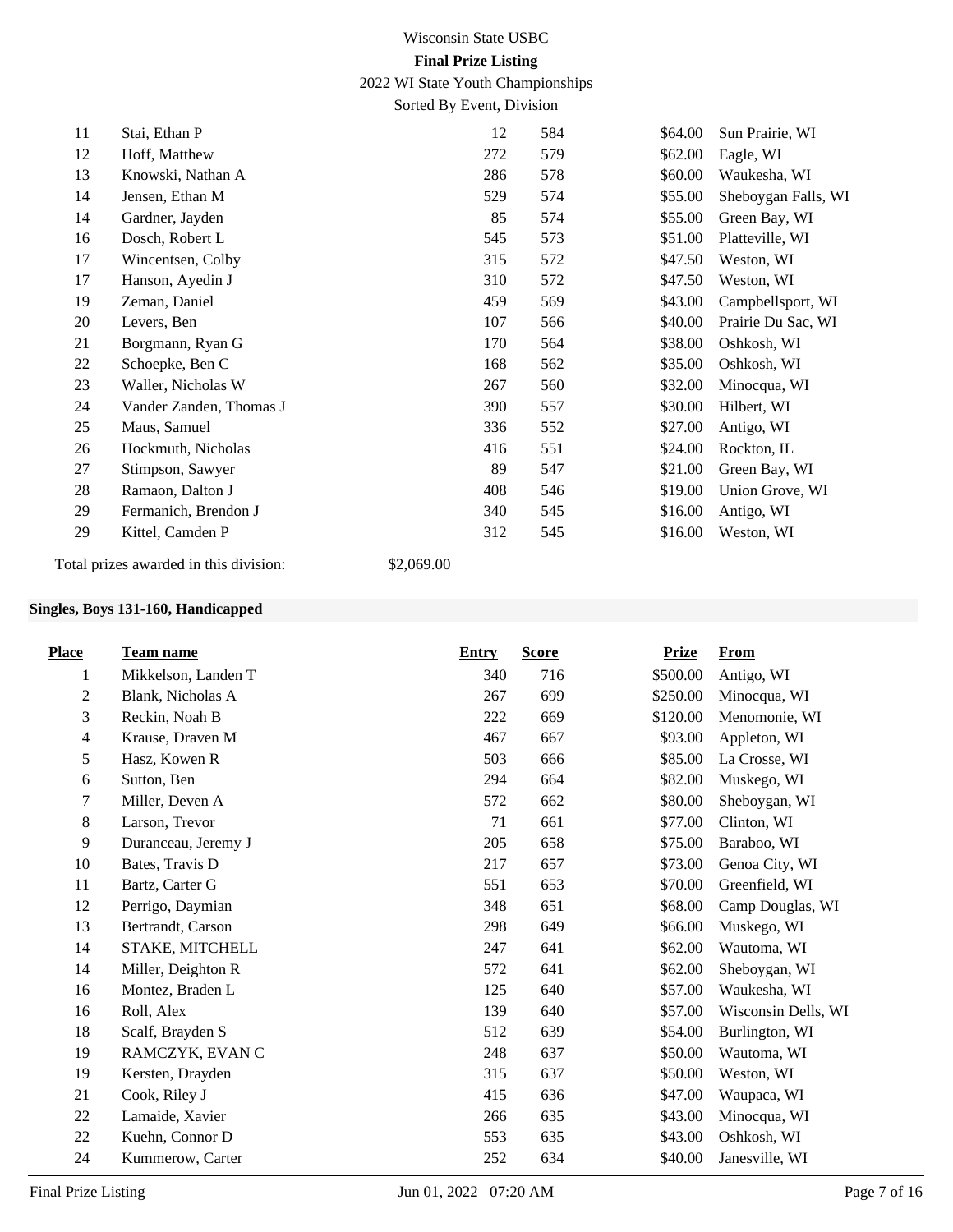| Place | Team name | Entry | Score | Prize | From |
|---|---|---|---|---|---|
| 11 | Stai, Ethan P | 12 | 584 | $64.00 | Sun Prairie, WI |
| 12 | Hoff, Matthew | 272 | 579 | $62.00 | Eagle, WI |
| 13 | Knowski, Nathan A | 286 | 578 | $60.00 | Waukesha, WI |
| 14 | Jensen, Ethan M | 529 | 574 | $55.00 | Sheboygan Falls, WI |
| 14 | Gardner, Jayden | 85 | 574 | $55.00 | Green Bay, WI |
| 16 | Dosch, Robert L | 545 | 573 | $51.00 | Platteville, WI |
| 17 | Wincentsen, Colby | 315 | 572 | $47.50 | Weston, WI |
| 17 | Hanson, Ayedin J | 310 | 572 | $47.50 | Weston, WI |
| 19 | Zeman, Daniel | 459 | 569 | $43.00 | Campbellsport, WI |
| 20 | Levers, Ben | 107 | 566 | $40.00 | Prairie Du Sac, WI |
| 21 | Borgmann, Ryan G | 170 | 564 | $38.00 | Oshkosh, WI |
| 22 | Schoepke, Ben C | 168 | 562 | $35.00 | Oshkosh, WI |
| 23 | Waller, Nicholas W | 267 | 560 | $32.00 | Minocqua, WI |
| 24 | Vander Zanden, Thomas J | 390 | 557 | $30.00 | Hilbert, WI |
| 25 | Maus, Samuel | 336 | 552 | $27.00 | Antigo, WI |
| 26 | Hockmuth, Nicholas | 416 | 551 | $24.00 | Rockton, IL |
| 27 | Stimpson, Sawyer | 89 | 547 | $21.00 | Green Bay, WI |
| 28 | Ramaon, Dalton J | 408 | 546 | $19.00 | Union Grove, WI |
| 29 | Fermanich, Brendon J | 340 | 545 | $16.00 | Antigo, WI |
| 29 | Kittel, Camden P | 312 | 545 | $16.00 | Weston, WI |

Total prizes awarded in this division: $2,069.00

### Singles, Boys 131-160, Handicapped

| Place | Team name | Entry | Score | Prize | From |
|---|---|---|---|---|---|
| 1 | Mikkelson, Landen T | 340 | 716 | $500.00 | Antigo, WI |
| 2 | Blank, Nicholas A | 267 | 699 | $250.00 | Minocqua, WI |
| 3 | Reckin, Noah B | 222 | 669 | $120.00 | Menomonie, WI |
| 4 | Krause, Draven M | 467 | 667 | $93.00 | Appleton, WI |
| 5 | Hasz, Kowen R | 503 | 666 | $85.00 | La Crosse, WI |
| 6 | Sutton, Ben | 294 | 664 | $82.00 | Muskego, WI |
| 7 | Miller, Deven A | 572 | 662 | $80.00 | Sheboygan, WI |
| 8 | Larson, Trevor | 71 | 661 | $77.00 | Clinton, WI |
| 9 | Duranceau, Jeremy J | 205 | 658 | $75.00 | Baraboo, WI |
| 10 | Bates, Travis D | 217 | 657 | $73.00 | Genoa City, WI |
| 11 | Bartz, Carter G | 551 | 653 | $70.00 | Greenfield, WI |
| 12 | Perrigo, Daymian | 348 | 651 | $68.00 | Camp Douglas, WI |
| 13 | Bertrandt, Carson | 298 | 649 | $66.00 | Muskego, WI |
| 14 | STAKE, MITCHELL | 247 | 641 | $62.00 | Wautoma, WI |
| 14 | Miller, Deighton R | 572 | 641 | $62.00 | Sheboygan, WI |
| 16 | Montez, Braden L | 125 | 640 | $57.00 | Waukesha, WI |
| 16 | Roll, Alex | 139 | 640 | $57.00 | Wisconsin Dells, WI |
| 18 | Scalf, Brayden S | 512 | 639 | $54.00 | Burlington, WI |
| 19 | RAMCZYK, EVAN C | 248 | 637 | $50.00 | Wautoma, WI |
| 19 | Kersten, Drayden | 315 | 637 | $50.00 | Weston, WI |
| 21 | Cook, Riley J | 415 | 636 | $47.00 | Waupaca, WI |
| 22 | Lamaide, Xavier | 266 | 635 | $43.00 | Minocqua, WI |
| 22 | Kuehn, Connor D | 553 | 635 | $43.00 | Oshkosh, WI |
| 24 | Kummerow, Carter | 252 | 634 | $40.00 | Janesville, WI |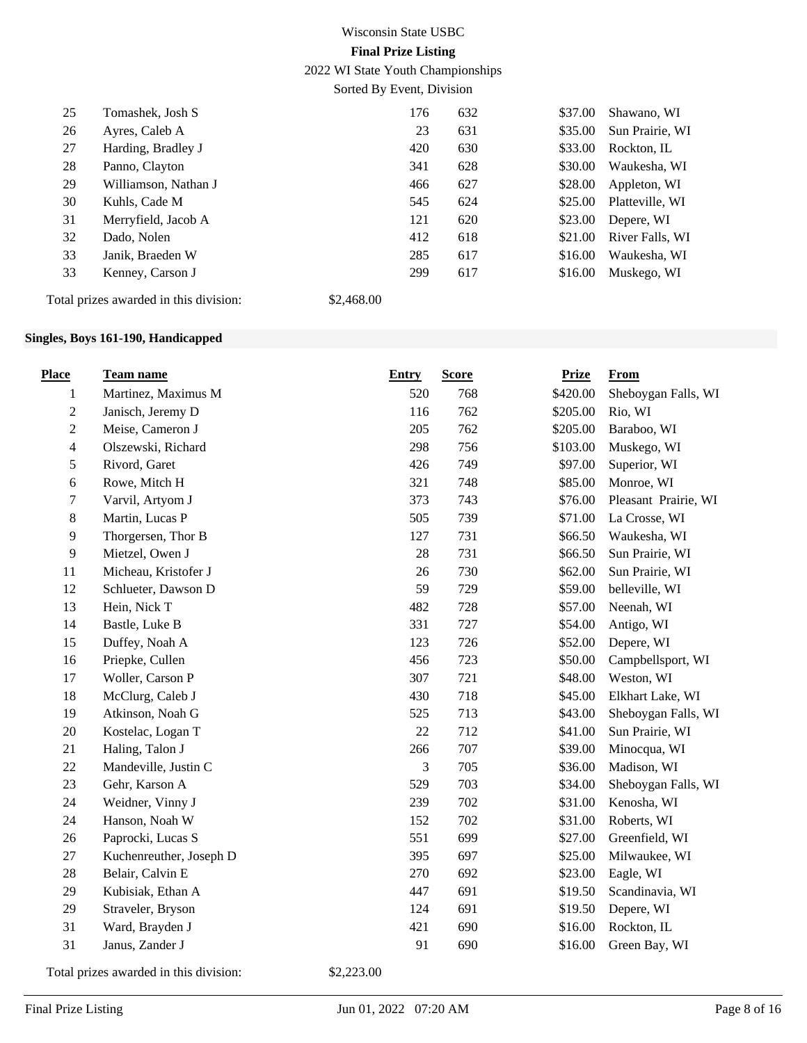| Place | Team name | Entry | Score | Prize | From |
|---|---|---|---|---|---|
| 25 | Tomashek, Josh S | 176 | 632 | $37.00 | Shawano, WI |
| 26 | Ayres, Caleb A | 23 | 631 | $35.00 | Sun Prairie, WI |
| 27 | Harding, Bradley J | 420 | 630 | $33.00 | Rockton, IL |
| 28 | Panno, Clayton | 341 | 628 | $30.00 | Waukesha, WI |
| 29 | Williamson, Nathan J | 466 | 627 | $28.00 | Appleton, WI |
| 30 | Kuhls, Cade M | 545 | 624 | $25.00 | Platteville, WI |
| 31 | Merryfield, Jacob A | 121 | 620 | $23.00 | Depere, WI |
| 32 | Dado, Nolen | 412 | 618 | $21.00 | River Falls, WI |
| 33 | Janik, Braeden W | 285 | 617 | $16.00 | Waukesha, WI |
| 33 | Kenney, Carson J | 299 | 617 | $16.00 | Muskego, WI |

Total prizes awarded in this division: $2,468.00

### Singles, Boys 161-190, Handicapped

| Place | Team name | Entry | Score | Prize | From |
|---|---|---|---|---|---|
| 1 | Martinez, Maximus M | 520 | 768 | $420.00 | Sheboygan Falls, WI |
| 2 | Janisch, Jeremy D | 116 | 762 | $205.00 | Rio, WI |
| 2 | Meise, Cameron J | 205 | 762 | $205.00 | Baraboo, WI |
| 4 | Olszewski, Richard | 298 | 756 | $103.00 | Muskego, WI |
| 5 | Rivord, Garet | 426 | 749 | $97.00 | Superior, WI |
| 6 | Rowe, Mitch H | 321 | 748 | $85.00 | Monroe, WI |
| 7 | Varvil, Artyom J | 373 | 743 | $76.00 | Pleasant Prairie, WI |
| 8 | Martin, Lucas P | 505 | 739 | $71.00 | La Crosse, WI |
| 9 | Thorgersen, Thor B | 127 | 731 | $66.50 | Waukesha, WI |
| 9 | Mietzel, Owen J | 28 | 731 | $66.50 | Sun Prairie, WI |
| 11 | Micheau, Kristofer J | 26 | 730 | $62.00 | Sun Prairie, WI |
| 12 | Schlueter, Dawson D | 59 | 729 | $59.00 | belleville, WI |
| 13 | Hein, Nick T | 482 | 728 | $57.00 | Neenah, WI |
| 14 | Bastle, Luke B | 331 | 727 | $54.00 | Antigo, WI |
| 15 | Duffey, Noah A | 123 | 726 | $52.00 | Depere, WI |
| 16 | Priepke, Cullen | 456 | 723 | $50.00 | Campbellsport, WI |
| 17 | Woller, Carson P | 307 | 721 | $48.00 | Weston, WI |
| 18 | McClurg, Caleb J | 430 | 718 | $45.00 | Elkhart Lake, WI |
| 19 | Atkinson, Noah G | 525 | 713 | $43.00 | Sheboygan Falls, WI |
| 20 | Kostelac, Logan T | 22 | 712 | $41.00 | Sun Prairie, WI |
| 21 | Haling, Talon J | 266 | 707 | $39.00 | Minocqua, WI |
| 22 | Mandeville, Justin C | 3 | 705 | $36.00 | Madison, WI |
| 23 | Gehr, Karson A | 529 | 703 | $34.00 | Sheboygan Falls, WI |
| 24 | Weidner, Vinny J | 239 | 702 | $31.00 | Kenosha, WI |
| 24 | Hanson, Noah W | 152 | 702 | $31.00 | Roberts, WI |
| 26 | Paprocki, Lucas S | 551 | 699 | $27.00 | Greenfield, WI |
| 27 | Kuchenreuther, Joseph D | 395 | 697 | $25.00 | Milwaukee, WI |
| 28 | Belair, Calvin E | 270 | 692 | $23.00 | Eagle, WI |
| 29 | Kubisiak, Ethan A | 447 | 691 | $19.50 | Scandinavia, WI |
| 29 | Straveler, Bryson | 124 | 691 | $19.50 | Depere, WI |
| 31 | Ward, Brayden J | 421 | 690 | $16.00 | Rockton, IL |
| 31 | Janus, Zander J | 91 | 690 | $16.00 | Green Bay, WI |

Total prizes awarded in this division: $2,223.00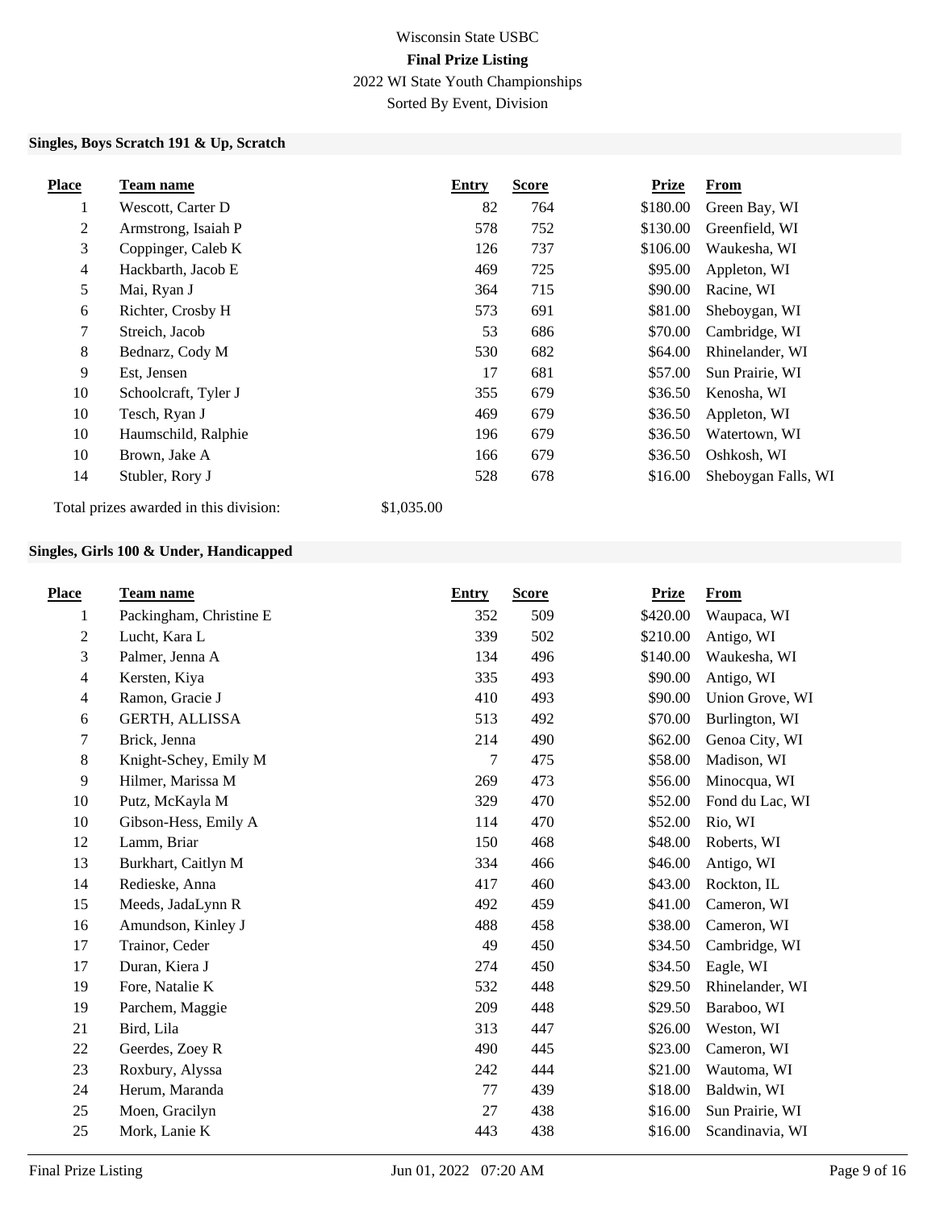Wisconsin State USBC

**Final Prize Listing**

2022 WI State Youth Championships

Sorted By Event, Division

### Singles, Boys Scratch 191 & Up, Scratch

| Place | Team name | Entry | Score | Prize | From |
|---|---|---|---|---|---|
| 1 | Wescott, Carter D | 82 | 764 | $180.00 | Green Bay, WI |
| 2 | Armstrong, Isaiah P | 578 | 752 | $130.00 | Greenfield, WI |
| 3 | Coppinger, Caleb K | 126 | 737 | $106.00 | Waukesha, WI |
| 4 | Hackbarth, Jacob E | 469 | 725 | $95.00 | Appleton, WI |
| 5 | Mai, Ryan J | 364 | 715 | $90.00 | Racine, WI |
| 6 | Richter, Crosby H | 573 | 691 | $81.00 | Sheboygan, WI |
| 7 | Streich, Jacob | 53 | 686 | $70.00 | Cambridge, WI |
| 8 | Bednarz, Cody M | 530 | 682 | $64.00 | Rhinelander, WI |
| 9 | Est, Jensen | 17 | 681 | $57.00 | Sun Prairie, WI |
| 10 | Schoolcraft, Tyler J | 355 | 679 | $36.50 | Kenosha, WI |
| 10 | Tesch, Ryan J | 469 | 679 | $36.50 | Appleton, WI |
| 10 | Haumschild, Ralphie | 196 | 679 | $36.50 | Watertown, WI |
| 10 | Brown, Jake A | 166 | 679 | $36.50 | Oshkosh, WI |
| 14 | Stubler, Rory J | 528 | 678 | $16.00 | Sheboygan Falls, WI |

Total prizes awarded in this division: $1,035.00

### Singles, Girls 100 & Under, Handicapped

| Place | Team name | Entry | Score | Prize | From |
|---|---|---|---|---|---|
| 1 | Packingham, Christine E | 352 | 509 | $420.00 | Waupaca, WI |
| 2 | Lucht, Kara L | 339 | 502 | $210.00 | Antigo, WI |
| 3 | Palmer, Jenna A | 134 | 496 | $140.00 | Waukesha, WI |
| 4 | Kersten, Kiya | 335 | 493 | $90.00 | Antigo, WI |
| 4 | Ramon, Gracie J | 410 | 493 | $90.00 | Union Grove, WI |
| 6 | GERTH, ALLISSA | 513 | 492 | $70.00 | Burlington, WI |
| 7 | Brick, Jenna | 214 | 490 | $62.00 | Genoa City, WI |
| 8 | Knight-Schey, Emily M | 7 | 475 | $58.00 | Madison, WI |
| 9 | Hilmer, Marissa M | 269 | 473 | $56.00 | Minocqua, WI |
| 10 | Putz, McKayla M | 329 | 470 | $52.00 | Fond du Lac, WI |
| 10 | Gibson-Hess, Emily A | 114 | 470 | $52.00 | Rio, WI |
| 12 | Lamm, Briar | 150 | 468 | $48.00 | Roberts, WI |
| 13 | Burkhart, Caitlyn M | 334 | 466 | $46.00 | Antigo, WI |
| 14 | Redieske, Anna | 417 | 460 | $43.00 | Rockton, IL |
| 15 | Meeds, JadaLynn R | 492 | 459 | $41.00 | Cameron, WI |
| 16 | Amundson, Kinley J | 488 | 458 | $38.00 | Cameron, WI |
| 17 | Trainor, Ceder | 49 | 450 | $34.50 | Cambridge, WI |
| 17 | Duran, Kiera J | 274 | 450 | $34.50 | Eagle, WI |
| 19 | Fore, Natalie K | 532 | 448 | $29.50 | Rhinelander, WI |
| 19 | Parchem, Maggie | 209 | 448 | $29.50 | Baraboo, WI |
| 21 | Bird, Lila | 313 | 447 | $26.00 | Weston, WI |
| 22 | Geerdes, Zoey R | 490 | 445 | $23.00 | Cameron, WI |
| 23 | Roxbury, Alyssa | 242 | 444 | $21.00 | Wautoma, WI |
| 24 | Herum, Maranda | 77 | 439 | $18.00 | Baldwin, WI |
| 25 | Moen, Gracilyn | 27 | 438 | $16.00 | Sun Prairie, WI |
| 25 | Mork, Lanie K | 443 | 438 | $16.00 | Scandinavia, WI |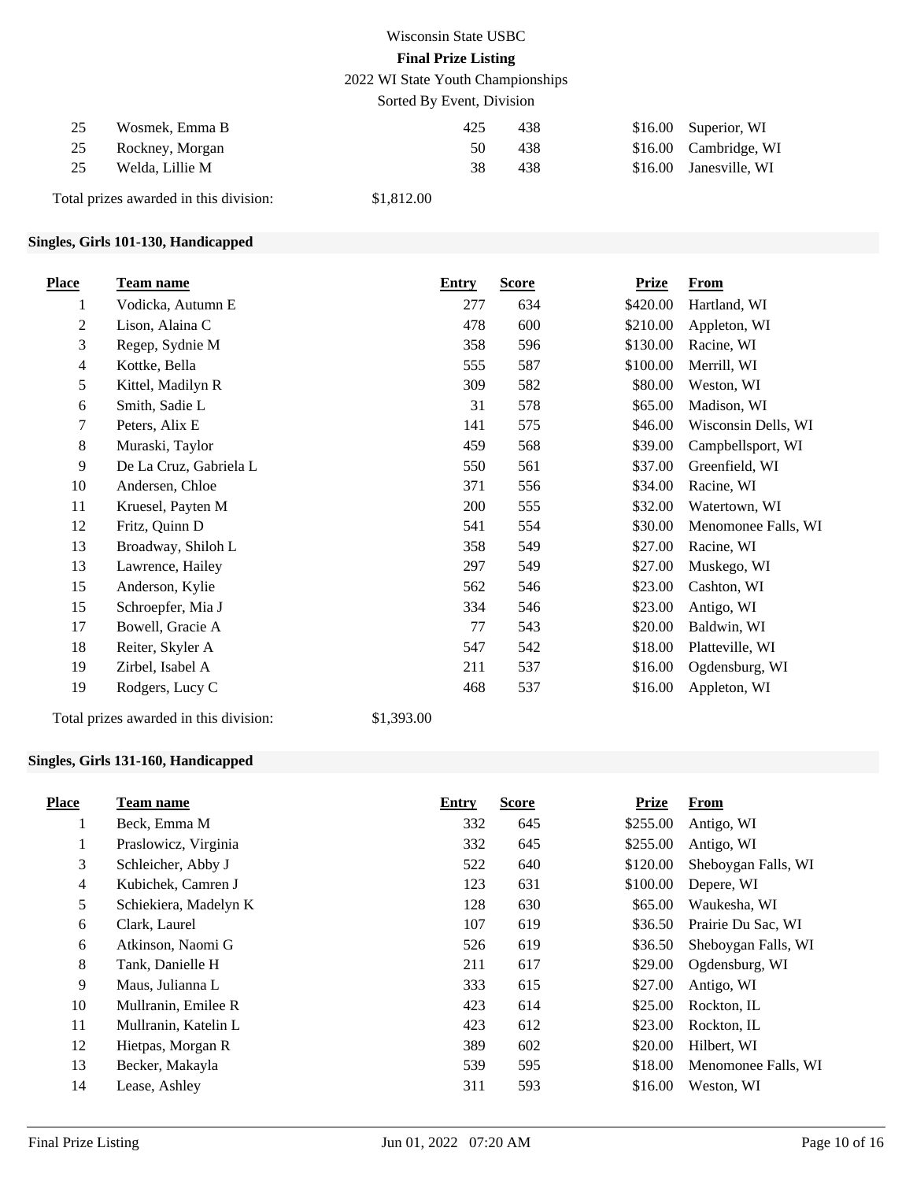Wisconsin State USBC

**Final Prize Listing**

2022 WI State Youth Championships

Sorted By Event, Division

| | | | | | |
|---|---|---|---|---|---|
| 25 | Wosmek, Emma B | 425 | 438 | $16.00 | Superior, WI |
| 25 | Rockney, Morgan | 50 | 438 | $16.00 | Cambridge, WI |
| 25 | Welda, Lillie M | 38 | 438 | $16.00 | Janesville, WI |

Total prizes awarded in this division: $1,812.00

## Singles, Girls 101-130, Handicapped

| Place | Team name | Entry | Score | Prize | From |
|---|---|---|---|---|---|
| 1 | Vodicka, Autumn E | 277 | 634 | $420.00 | Hartland, WI |
| 2 | Lison, Alaina C | 478 | 600 | $210.00 | Appleton, WI |
| 3 | Regep, Sydnie M | 358 | 596 | $130.00 | Racine, WI |
| 4 | Kottke, Bella | 555 | 587 | $100.00 | Merrill, WI |
| 5 | Kittel, Madilyn R | 309 | 582 | $80.00 | Weston, WI |
| 6 | Smith, Sadie L | 31 | 578 | $65.00 | Madison, WI |
| 7 | Peters, Alix E | 141 | 575 | $46.00 | Wisconsin Dells, WI |
| 8 | Muraski, Taylor | 459 | 568 | $39.00 | Campbellsport, WI |
| 9 | De La Cruz, Gabriela L | 550 | 561 | $37.00 | Greenfield, WI |
| 10 | Andersen, Chloe | 371 | 556 | $34.00 | Racine, WI |
| 11 | Kruesel, Payten M | 200 | 555 | $32.00 | Watertown, WI |
| 12 | Fritz, Quinn D | 541 | 554 | $30.00 | Menomonee Falls, WI |
| 13 | Broadway, Shiloh L | 358 | 549 | $27.00 | Racine, WI |
| 13 | Lawrence, Hailey | 297 | 549 | $27.00 | Muskego, WI |
| 15 | Anderson, Kylie | 562 | 546 | $23.00 | Cashton, WI |
| 15 | Schroepfer, Mia J | 334 | 546 | $23.00 | Antigo, WI |
| 17 | Bowell, Gracie A | 77 | 543 | $20.00 | Baldwin, WI |
| 18 | Reiter, Skyler A | 547 | 542 | $18.00 | Platteville, WI |
| 19 | Zirbel, Isabel A | 211 | 537 | $16.00 | Ogdensburg, WI |
| 19 | Rodgers, Lucy C | 468 | 537 | $16.00 | Appleton, WI |

Total prizes awarded in this division: $1,393.00

## Singles, Girls 131-160, Handicapped

| Place | Team name | Entry | Score | Prize | From |
|---|---|---|---|---|---|
| 1 | Beck, Emma M | 332 | 645 | $255.00 | Antigo, WI |
| 1 | Praslowicz, Virginia | 332 | 645 | $255.00 | Antigo, WI |
| 3 | Schleicher, Abby J | 522 | 640 | $120.00 | Sheboygan Falls, WI |
| 4 | Kubichek, Camren J | 123 | 631 | $100.00 | Depere, WI |
| 5 | Schiekiera, Madelyn K | 128 | 630 | $65.00 | Waukesha, WI |
| 6 | Clark, Laurel | 107 | 619 | $36.50 | Prairie Du Sac, WI |
| 6 | Atkinson, Naomi G | 526 | 619 | $36.50 | Sheboygan Falls, WI |
| 8 | Tank, Danielle H | 211 | 617 | $29.00 | Ogdensburg, WI |
| 9 | Maus, Julianna L | 333 | 615 | $27.00 | Antigo, WI |
| 10 | Mullranin, Emilee R | 423 | 614 | $25.00 | Rockton, IL |
| 11 | Mullranin, Katelin L | 423 | 612 | $23.00 | Rockton, IL |
| 12 | Hietpas, Morgan R | 389 | 602 | $20.00 | Hilbert, WI |
| 13 | Becker, Makayla | 539 | 595 | $18.00 | Menomonee Falls, WI |
| 14 | Lease, Ashley | 311 | 593 | $16.00 | Weston, WI |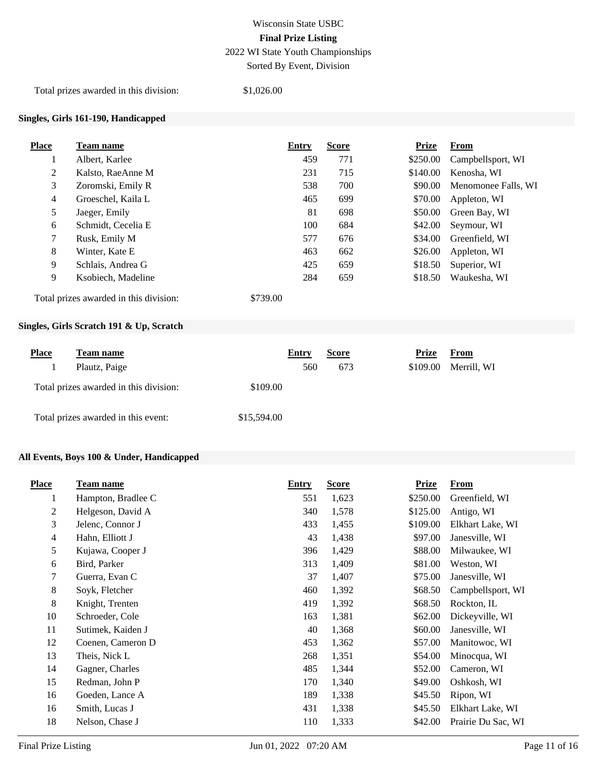Total prizes awarded in this division: $1,026.00

### Singles, Girls 161-190, Handicapped

| Place | Team name | Entry | Score | Prize | From |
|---|---|---|---|---|---|
| 1 | Albert, Karlee | 459 | 771 | $250.00 | Campbellsport, WI |
| 2 | Kalsto, RaeAnne M | 231 | 715 | $140.00 | Kenosha, WI |
| 3 | Zoromski, Emily R | 538 | 700 | $90.00 | Menomonee Falls, WI |
| 4 | Groeschel, Kaila L | 465 | 699 | $70.00 | Appleton, WI |
| 5 | Jaeger, Emily | 81 | 698 | $50.00 | Green Bay, WI |
| 6 | Schmidt, Cecelia E | 100 | 684 | $42.00 | Seymour, WI |
| 7 | Rusk, Emily M | 577 | 676 | $34.00 | Greenfield, WI |
| 8 | Winter, Kate E | 463 | 662 | $26.00 | Appleton, WI |
| 9 | Schlais, Andrea G | 425 | 659 | $18.50 | Superior, WI |
| 9 | Ksobiech, Madeline | 284 | 659 | $18.50 | Waukesha, WI |

Total prizes awarded in this division: $739.00

### Singles, Girls Scratch 191 & Up, Scratch

| Place | Team name | Entry | Score | Prize | From |
|---|---|---|---|---|---|
| 1 | Plautz, Paige | 560 | 673 | $109.00 | Merrill, WI |

Total prizes awarded in this division: $109.00

Total prizes awarded in this event: $15,594.00

### All Events, Boys 100 & Under, Handicapped

| Place | Team name | Entry | Score | Prize | From |
|---|---|---|---|---|---|
| 1 | Hampton, Bradlee C | 551 | 1,623 | $250.00 | Greenfield, WI |
| 2 | Helgeson, David A | 340 | 1,578 | $125.00 | Antigo, WI |
| 3 | Jelenc, Connor J | 433 | 1,455 | $109.00 | Elkhart Lake, WI |
| 4 | Hahn, Elliott J | 43 | 1,438 | $97.00 | Janesville, WI |
| 5 | Kujawa, Cooper J | 396 | 1,429 | $88.00 | Milwaukee, WI |
| 6 | Bird, Parker | 313 | 1,409 | $81.00 | Weston, WI |
| 7 | Guerra, Evan C | 37 | 1,407 | $75.00 | Janesville, WI |
| 8 | Soyk, Fletcher | 460 | 1,392 | $68.50 | Campbellsport, WI |
| 8 | Knight, Trenten | 419 | 1,392 | $68.50 | Rockton, IL |
| 10 | Schroeder, Cole | 163 | 1,381 | $62.00 | Dickeyville, WI |
| 11 | Sutimek, Kaiden J | 40 | 1,368 | $60.00 | Janesville, WI |
| 12 | Coenen, Cameron D | 453 | 1,362 | $57.00 | Manitowoc, WI |
| 13 | Theis, Nick L | 268 | 1,351 | $54.00 | Minocqua, WI |
| 14 | Gagner, Charles | 485 | 1,344 | $52.00 | Cameron, WI |
| 15 | Redman, John P | 170 | 1,340 | $49.00 | Oshkosh, WI |
| 16 | Goeden, Lance A | 189 | 1,338 | $45.50 | Ripon, WI |
| 16 | Smith, Lucas J | 431 | 1,338 | $45.50 | Elkhart Lake, WI |
| 18 | Nelson, Chase J | 110 | 1,333 | $42.00 | Prairie Du Sac, WI |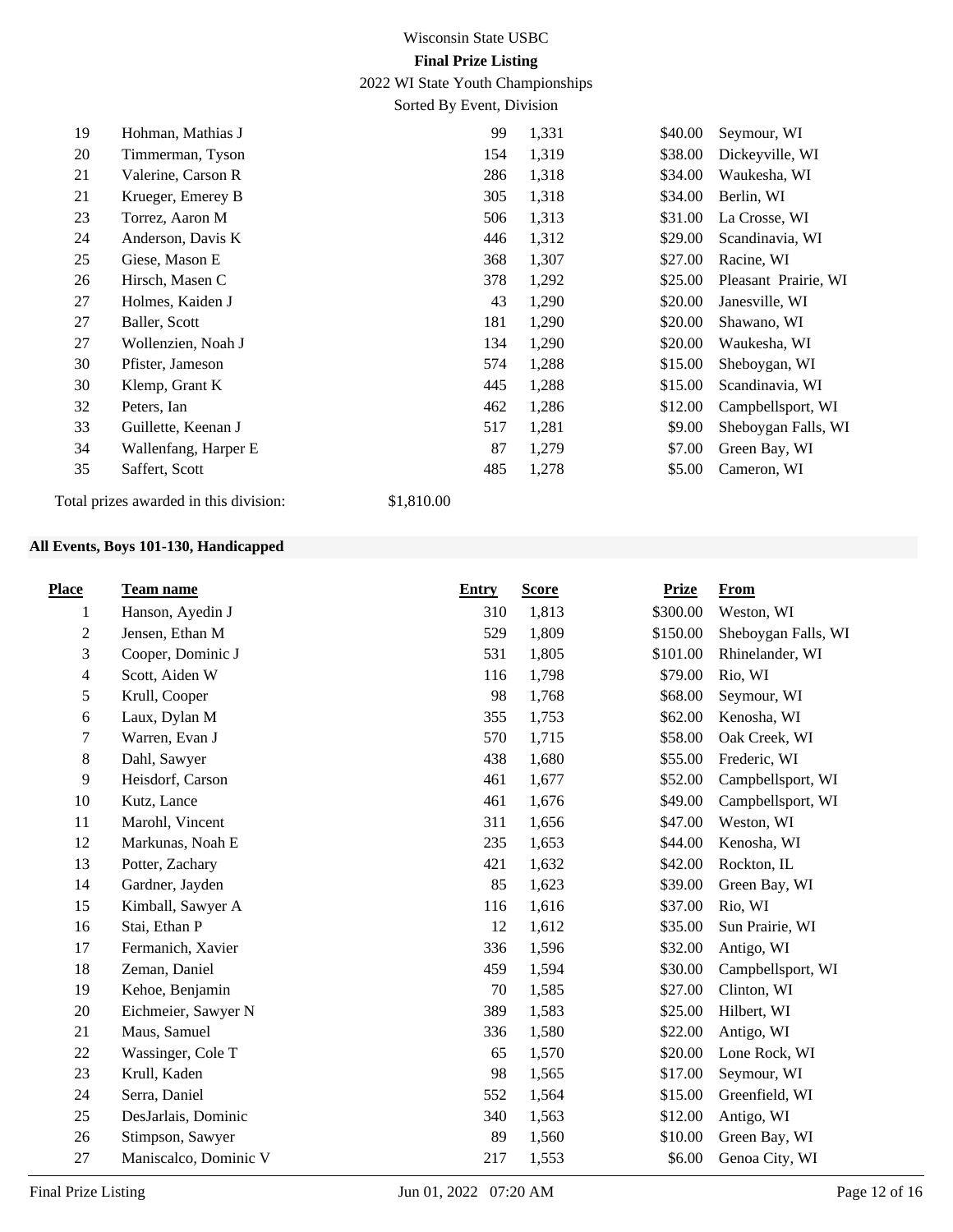| | | | | | |
|---|---|---|---|---|---|
| 19 | Hohman, Mathias J | 99 | 1,331 | $40.00 | Seymour, WI |
| 20 | Timmerman, Tyson | 154 | 1,319 | $38.00 | Dickeyville, WI |
| 21 | Valerine, Carson R | 286 | 1,318 | $34.00 | Waukesha, WI |
| 21 | Krueger, Emerey B | 305 | 1,318 | $34.00 | Berlin, WI |
| 23 | Torrez, Aaron M | 506 | 1,313 | $31.00 | La Crosse, WI |
| 24 | Anderson, Davis K | 446 | 1,312 | $29.00 | Scandinavia, WI |
| 25 | Giese, Mason E | 368 | 1,307 | $27.00 | Racine, WI |
| 26 | Hirsch, Masen C | 378 | 1,292 | $25.00 | Pleasant Prairie, WI |
| 27 | Holmes, Kaiden J | 43 | 1,290 | $20.00 | Janesville, WI |
| 27 | Baller, Scott | 181 | 1,290 | $20.00 | Shawano, WI |
| 27 | Wollenzien, Noah J | 134 | 1,290 | $20.00 | Waukesha, WI |
| 30 | Pfister, Jameson | 574 | 1,288 | $15.00 | Sheboygan, WI |
| 30 | Klemp, Grant K | 445 | 1,288 | $15.00 | Scandinavia, WI |
| 32 | Peters, Ian | 462 | 1,286 | $12.00 | Campbellsport, WI |
| 33 | Guillette, Keenan J | 517 | 1,281 | $9.00 | Sheboygan Falls, WI |
| 34 | Wallenfang, Harper E | 87 | 1,279 | $7.00 | Green Bay, WI |
| 35 | Saffert, Scott | 485 | 1,278 | $5.00 | Cameron, WI |

Total prizes awarded in this division: $1,810.00

**All Events, Boys 101-130, Handicapped**

| Place | Team name | Entry | Score | Prize | From |
|---|---|---|---|---|---|
| 1 | Hanson, Ayedin J | 310 | 1,813 | $300.00 | Weston, WI |
| 2 | Jensen, Ethan M | 529 | 1,809 | $150.00 | Sheboygan Falls, WI |
| 3 | Cooper, Dominic J | 531 | 1,805 | $101.00 | Rhinelander, WI |
| 4 | Scott, Aiden W | 116 | 1,798 | $79.00 | Rio, WI |
| 5 | Krull, Cooper | 98 | 1,768 | $68.00 | Seymour, WI |
| 6 | Laux, Dylan M | 355 | 1,753 | $62.00 | Kenosha, WI |
| 7 | Warren, Evan J | 570 | 1,715 | $58.00 | Oak Creek, WI |
| 8 | Dahl, Sawyer | 438 | 1,680 | $55.00 | Frederic, WI |
| 9 | Heisdorf, Carson | 461 | 1,677 | $52.00 | Campbellsport, WI |
| 10 | Kutz, Lance | 461 | 1,676 | $49.00 | Campbellsport, WI |
| 11 | Marohl, Vincent | 311 | 1,656 | $47.00 | Weston, WI |
| 12 | Markunas, Noah E | 235 | 1,653 | $44.00 | Kenosha, WI |
| 13 | Potter, Zachary | 421 | 1,632 | $42.00 | Rockton, IL |
| 14 | Gardner, Jayden | 85 | 1,623 | $39.00 | Green Bay, WI |
| 15 | Kimball, Sawyer A | 116 | 1,616 | $37.00 | Rio, WI |
| 16 | Stai, Ethan P | 12 | 1,612 | $35.00 | Sun Prairie, WI |
| 17 | Fermanich, Xavier | 336 | 1,596 | $32.00 | Antigo, WI |
| 18 | Zeman, Daniel | 459 | 1,594 | $30.00 | Campbellsport, WI |
| 19 | Kehoe, Benjamin | 70 | 1,585 | $27.00 | Clinton, WI |
| 20 | Eichmeier, Sawyer N | 389 | 1,583 | $25.00 | Hilbert, WI |
| 21 | Maus, Samuel | 336 | 1,580 | $22.00 | Antigo, WI |
| 22 | Wassinger, Cole T | 65 | 1,570 | $20.00 | Lone Rock, WI |
| 23 | Krull, Kaden | 98 | 1,565 | $17.00 | Seymour, WI |
| 24 | Serra, Daniel | 552 | 1,564 | $15.00 | Greenfield, WI |
| 25 | DesJarlais, Dominic | 340 | 1,563 | $12.00 | Antigo, WI |
| 26 | Stimpson, Sawyer | 89 | 1,560 | $10.00 | Green Bay, WI |
| 27 | Maniscalco, Dominic V | 217 | 1,553 | $6.00 | Genoa City, WI |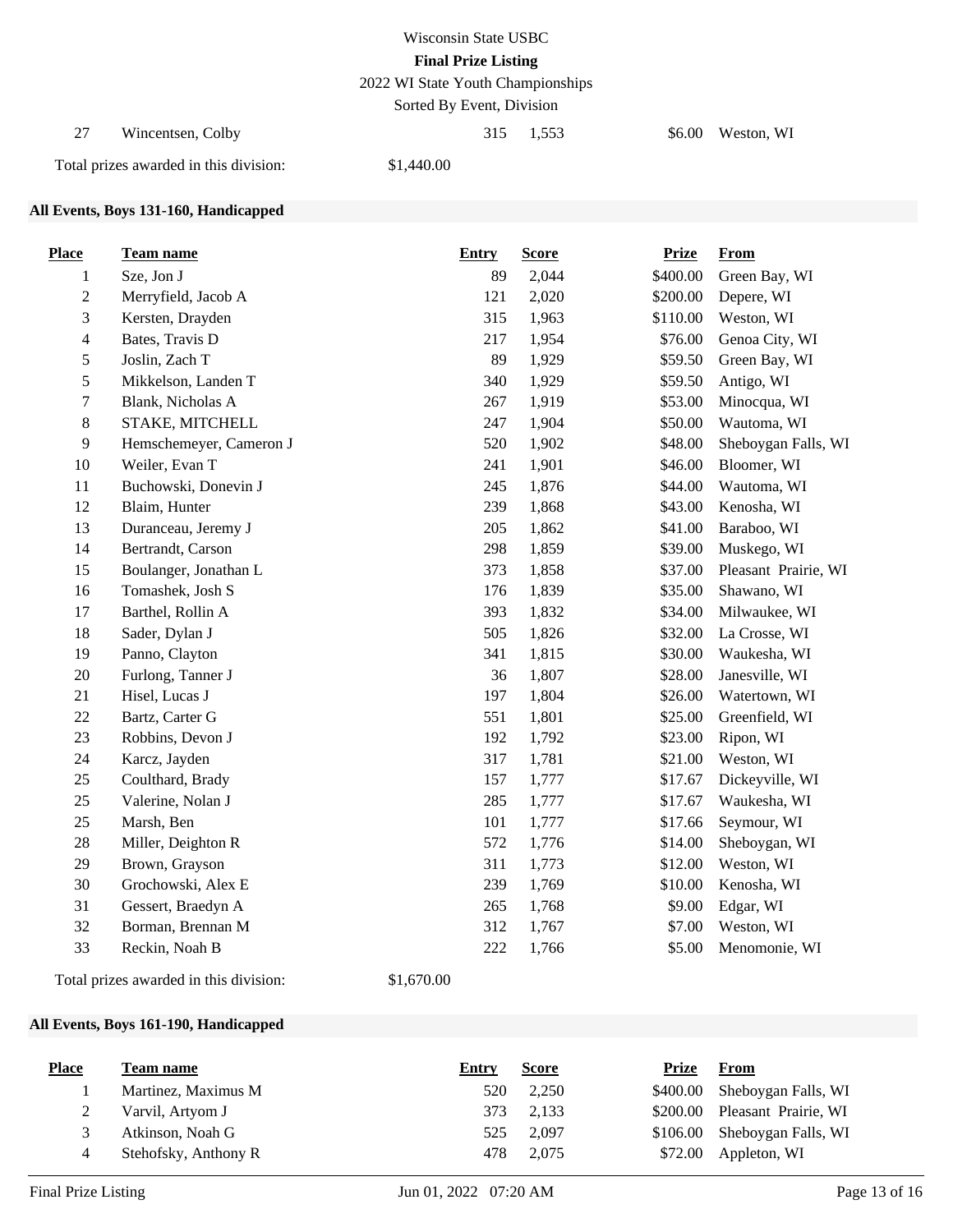| | | | | | |
|---|---|---|---|---|---|
| 27 | Wincentsen, Colby | 315 | 1,553 | $6.00 | Weston, WI |

Total prizes awarded in this division: $1,440.00

### All Events, Boys 131-160, Handicapped

| Place | Team name | Entry | Score | Prize | From |
|---|---|---|---|---|---|
| 1 | Sze, Jon J | 89 | 2,044 | $400.00 | Green Bay, WI |
| 2 | Merryfield, Jacob A | 121 | 2,020 | $200.00 | Depere, WI |
| 3 | Kersten, Drayden | 315 | 1,963 | $110.00 | Weston, WI |
| 4 | Bates, Travis D | 217 | 1,954 | $76.00 | Genoa City, WI |
| 5 | Joslin, Zach T | 89 | 1,929 | $59.50 | Green Bay, WI |
| 5 | Mikkelson, Landen T | 340 | 1,929 | $59.50 | Antigo, WI |
| 7 | Blank, Nicholas A | 267 | 1,919 | $53.00 | Minocqua, WI |
| 8 | STAKE, MITCHELL | 247 | 1,904 | $50.00 | Wautoma, WI |
| 9 | Hemschemeyer, Cameron J | 520 | 1,902 | $48.00 | Sheboygan Falls, WI |
| 10 | Weiler, Evan T | 241 | 1,901 | $46.00 | Bloomer, WI |
| 11 | Buchowski, Donevin J | 245 | 1,876 | $44.00 | Wautoma, WI |
| 12 | Blaim, Hunter | 239 | 1,868 | $43.00 | Kenosha, WI |
| 13 | Duranceau, Jeremy J | 205 | 1,862 | $41.00 | Baraboo, WI |
| 14 | Bertrandt, Carson | 298 | 1,859 | $39.00 | Muskego, WI |
| 15 | Boulanger, Jonathan L | 373 | 1,858 | $37.00 | Pleasant Prairie, WI |
| 16 | Tomashek, Josh S | 176 | 1,839 | $35.00 | Shawano, WI |
| 17 | Barthel, Rollin A | 393 | 1,832 | $34.00 | Milwaukee, WI |
| 18 | Sader, Dylan J | 505 | 1,826 | $32.00 | La Crosse, WI |
| 19 | Panno, Clayton | 341 | 1,815 | $30.00 | Waukesha, WI |
| 20 | Furlong, Tanner J | 36 | 1,807 | $28.00 | Janesville, WI |
| 21 | Hisel, Lucas J | 197 | 1,804 | $26.00 | Watertown, WI |
| 22 | Bartz, Carter G | 551 | 1,801 | $25.00 | Greenfield, WI |
| 23 | Robbins, Devon J | 192 | 1,792 | $23.00 | Ripon, WI |
| 24 | Karcz, Jayden | 317 | 1,781 | $21.00 | Weston, WI |
| 25 | Coulthard, Brady | 157 | 1,777 | $17.67 | Dickeyville, WI |
| 25 | Valerine, Nolan J | 285 | 1,777 | $17.67 | Waukesha, WI |
| 25 | Marsh, Ben | 101 | 1,777 | $17.66 | Seymour, WI |
| 28 | Miller, Deighton R | 572 | 1,776 | $14.00 | Sheboygan, WI |
| 29 | Brown, Grayson | 311 | 1,773 | $12.00 | Weston, WI |
| 30 | Grochowski, Alex E | 239 | 1,769 | $10.00 | Kenosha, WI |
| 31 | Gessert, Braedyn A | 265 | 1,768 | $9.00 | Edgar, WI |
| 32 | Borman, Brennan M | 312 | 1,767 | $7.00 | Weston, WI |
| 33 | Reckin, Noah B | 222 | 1,766 | $5.00 | Menomonie, WI |

Total prizes awarded in this division: $1,670.00

### All Events, Boys 161-190, Handicapped

| Place | Team name | Entry | Score | Prize | From |
|---|---|---|---|---|---|
| 1 | Martinez, Maximus M | 520 | 2,250 | $400.00 | Sheboygan Falls, WI |
| 2 | Varvil, Artyom J | 373 | 2,133 | $200.00 | Pleasant Prairie, WI |
| 3 | Atkinson, Noah G | 525 | 2,097 | $106.00 | Sheboygan Falls, WI |
| 4 | Stehofsky, Anthony R | 478 | 2,075 | $72.00 | Appleton, WI |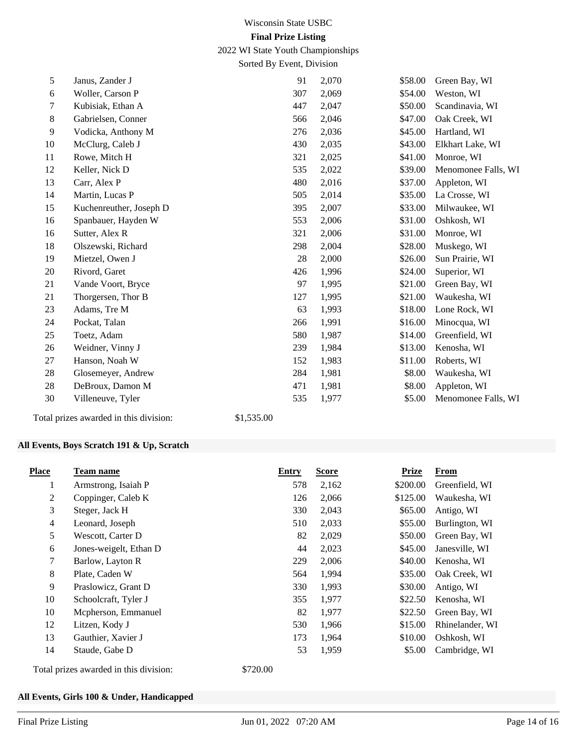| | | | | | |
|---|---|---|---|---|---|
| 5 | Janus, Zander J | 91 | 2,070 | $58.00 | Green Bay, WI |
| 6 | Woller, Carson P | 307 | 2,069 | $54.00 | Weston, WI |
| 7 | Kubisiak, Ethan A | 447 | 2,047 | $50.00 | Scandinavia, WI |
| 8 | Gabrielsen, Conner | 566 | 2,046 | $47.00 | Oak Creek, WI |
| 9 | Vodicka, Anthony M | 276 | 2,036 | $45.00 | Hartland, WI |
| 10 | McClurg, Caleb J | 430 | 2,035 | $43.00 | Elkhart Lake, WI |
| 11 | Rowe, Mitch H | 321 | 2,025 | $41.00 | Monroe, WI |
| 12 | Keller, Nick D | 535 | 2,022 | $39.00 | Menomonee Falls, WI |
| 13 | Carr, Alex P | 480 | 2,016 | $37.00 | Appleton, WI |
| 14 | Martin, Lucas P | 505 | 2,014 | $35.00 | La Crosse, WI |
| 15 | Kuchenreuther, Joseph D | 395 | 2,007 | $33.00 | Milwaukee, WI |
| 16 | Spanbauer, Hayden W | 553 | 2,006 | $31.00 | Oshkosh, WI |
| 16 | Sutter, Alex R | 321 | 2,006 | $31.00 | Monroe, WI |
| 18 | Olszewski, Richard | 298 | 2,004 | $28.00 | Muskego, WI |
| 19 | Mietzel, Owen J | 28 | 2,000 | $26.00 | Sun Prairie, WI |
| 20 | Rivord, Garet | 426 | 1,996 | $24.00 | Superior, WI |
| 21 | Vande Voort, Bryce | 97 | 1,995 | $21.00 | Green Bay, WI |
| 21 | Thorgersen, Thor B | 127 | 1,995 | $21.00 | Waukesha, WI |
| 23 | Adams, Tre M | 63 | 1,993 | $18.00 | Lone Rock, WI |
| 24 | Pockat, Talan | 266 | 1,991 | $16.00 | Minocqua, WI |
| 25 | Toetz, Adam | 580 | 1,987 | $14.00 | Greenfield, WI |
| 26 | Weidner, Vinny J | 239 | 1,984 | $13.00 | Kenosha, WI |
| 27 | Hanson, Noah W | 152 | 1,983 | $11.00 | Roberts, WI |
| 28 | Glosemeyer, Andrew | 284 | 1,981 | $8.00 | Waukesha, WI |
| 28 | DeBroux, Damon M | 471 | 1,981 | $8.00 | Appleton, WI |
| 30 | Villeneuve, Tyler | 535 | 1,977 | $5.00 | Menomonee Falls, WI |

Total prizes awarded in this division: $1,535.00

**All Events, Boys Scratch 191 & Up, Scratch**

| Place | Team name | Entry | Score | Prize | From |
|---|---|---|---|---|---|
| 1 | Armstrong, Isaiah P | 578 | 2,162 | $200.00 | Greenfield, WI |
| 2 | Coppinger, Caleb K | 126 | 2,066 | $125.00 | Waukesha, WI |
| 3 | Steger, Jack H | 330 | 2,043 | $65.00 | Antigo, WI |
| 4 | Leonard, Joseph | 510 | 2,033 | $55.00 | Burlington, WI |
| 5 | Wescott, Carter D | 82 | 2,029 | $50.00 | Green Bay, WI |
| 6 | Jones-weigelt, Ethan D | 44 | 2,023 | $45.00 | Janesville, WI |
| 7 | Barlow, Layton R | 229 | 2,006 | $40.00 | Kenosha, WI |
| 8 | Plate, Caden W | 564 | 1,994 | $35.00 | Oak Creek, WI |
| 9 | Praslowicz, Grant D | 330 | 1,993 | $30.00 | Antigo, WI |
| 10 | Schoolcraft, Tyler J | 355 | 1,977 | $22.50 | Kenosha, WI |
| 10 | Mcpherson, Emmanuel | 82 | 1,977 | $22.50 | Green Bay, WI |
| 12 | Litzen, Kody J | 530 | 1,966 | $15.00 | Rhinelander, WI |
| 13 | Gauthier, Xavier J | 173 | 1,964 | $10.00 | Oshkosh, WI |
| 14 | Staude, Gabe D | 53 | 1,959 | $5.00 | Cambridge, WI |

Total prizes awarded in this division: $720.00

**All Events, Girls 100 & Under, Handicapped**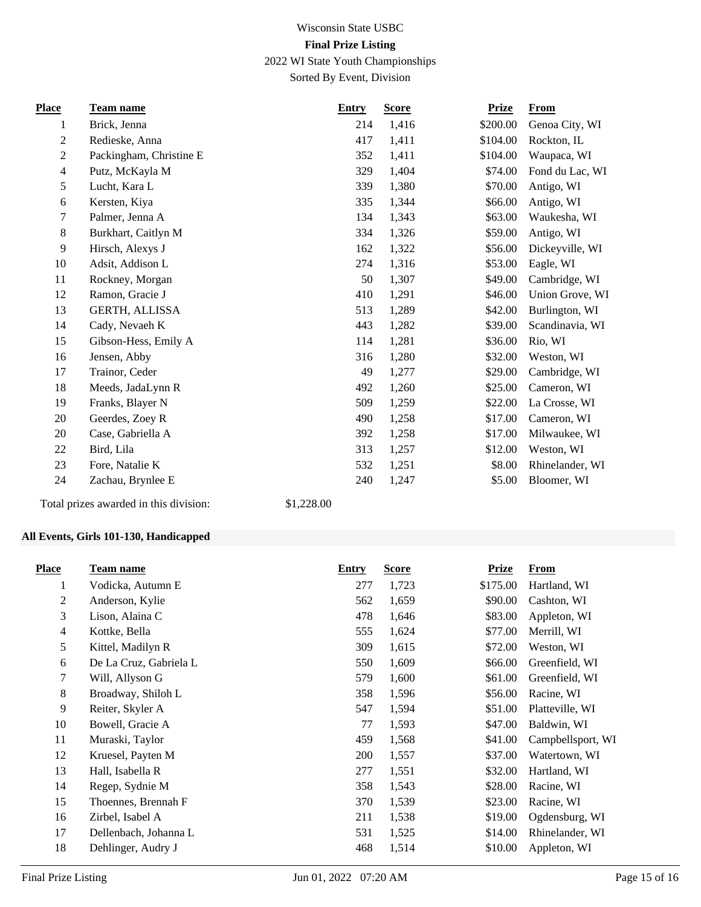Wisconsin State USBC

**Final Prize Listing**

2022 WI State Youth Championships

Sorted By Event, Division

| Place | Team name | Entry | Score | Prize | From |
|---|---|---|---|---|---|
| 1 | Brick, Jenna | 214 | 1,416 | $200.00 | Genoa City, WI |
| 2 | Redieske, Anna | 417 | 1,411 | $104.00 | Rockton, IL |
| 2 | Packingham, Christine E | 352 | 1,411 | $104.00 | Waupaca, WI |
| 4 | Putz, McKayla M | 329 | 1,404 | $74.00 | Fond du Lac, WI |
| 5 | Lucht, Kara L | 339 | 1,380 | $70.00 | Antigo, WI |
| 6 | Kersten, Kiya | 335 | 1,344 | $66.00 | Antigo, WI |
| 7 | Palmer, Jenna A | 134 | 1,343 | $63.00 | Waukesha, WI |
| 8 | Burkhart, Caitlyn M | 334 | 1,326 | $59.00 | Antigo, WI |
| 9 | Hirsch, Alexys J | 162 | 1,322 | $56.00 | Dickeyville, WI |
| 10 | Adsit, Addison L | 274 | 1,316 | $53.00 | Eagle, WI |
| 11 | Rockney, Morgan | 50 | 1,307 | $49.00 | Cambridge, WI |
| 12 | Ramon, Gracie J | 410 | 1,291 | $46.00 | Union Grove, WI |
| 13 | GERTH, ALLISSA | 513 | 1,289 | $42.00 | Burlington, WI |
| 14 | Cady, Nevaeh K | 443 | 1,282 | $39.00 | Scandinavia, WI |
| 15 | Gibson-Hess, Emily A | 114 | 1,281 | $36.00 | Rio, WI |
| 16 | Jensen, Abby | 316 | 1,280 | $32.00 | Weston, WI |
| 17 | Trainor, Ceder | 49 | 1,277 | $29.00 | Cambridge, WI |
| 18 | Meeds, JadaLynn R | 492 | 1,260 | $25.00 | Cameron, WI |
| 19 | Franks, Blayer N | 509 | 1,259 | $22.00 | La Crosse, WI |
| 20 | Geerdes, Zoey R | 490 | 1,258 | $17.00 | Cameron, WI |
| 20 | Case, Gabriella A | 392 | 1,258 | $17.00 | Milwaukee, WI |
| 22 | Bird, Lila | 313 | 1,257 | $12.00 | Weston, WI |
| 23 | Fore, Natalie K | 532 | 1,251 | $8.00 | Rhinelander, WI |
| 24 | Zachau, Brynlee E | 240 | 1,247 | $5.00 | Bloomer, WI |

Total prizes awarded in this division: $1,228.00

**All Events, Girls 101-130, Handicapped**

| Place | Team name | Entry | Score | Prize | From |
|---|---|---|---|---|---|
| 1 | Vodicka, Autumn E | 277 | 1,723 | $175.00 | Hartland, WI |
| 2 | Anderson, Kylie | 562 | 1,659 | $90.00 | Cashton, WI |
| 3 | Lison, Alaina C | 478 | 1,646 | $83.00 | Appleton, WI |
| 4 | Kottke, Bella | 555 | 1,624 | $77.00 | Merrill, WI |
| 5 | Kittel, Madilyn R | 309 | 1,615 | $72.00 | Weston, WI |
| 6 | De La Cruz, Gabriela L | 550 | 1,609 | $66.00 | Greenfield, WI |
| 7 | Will, Allyson G | 579 | 1,600 | $61.00 | Greenfield, WI |
| 8 | Broadway, Shiloh L | 358 | 1,596 | $56.00 | Racine, WI |
| 9 | Reiter, Skyler A | 547 | 1,594 | $51.00 | Platteville, WI |
| 10 | Bowell, Gracie A | 77 | 1,593 | $47.00 | Baldwin, WI |
| 11 | Muraski, Taylor | 459 | 1,568 | $41.00 | Campbellsport, WI |
| 12 | Kruesel, Payten M | 200 | 1,557 | $37.00 | Watertown, WI |
| 13 | Hall, Isabella R | 277 | 1,551 | $32.00 | Hartland, WI |
| 14 | Regep, Sydnie M | 358 | 1,543 | $28.00 | Racine, WI |
| 15 | Thoennes, Brennah F | 370 | 1,539 | $23.00 | Racine, WI |
| 16 | Zirbel, Isabel A | 211 | 1,538 | $19.00 | Ogdensburg, WI |
| 17 | Dellenbach, Johanna L | 531 | 1,525 | $14.00 | Rhinelander, WI |
| 18 | Dehlinger, Audry J | 468 | 1,514 | $10.00 | Appleton, WI |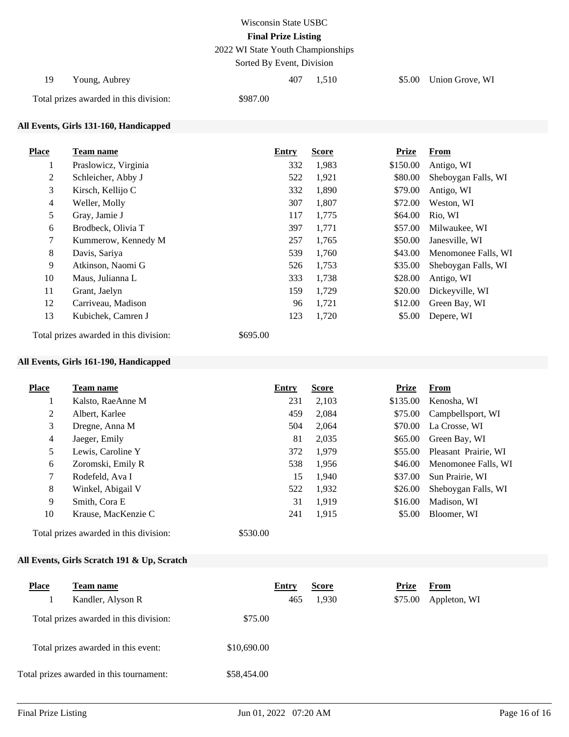| | | | | | |
|---|---|---|---|---|---|
| 19 | Young, Aubrey | 407 | 1,510 | $5.00 | Union Grove, WI |

Total prizes awarded in this division: $987.00

### All Events, Girls 131-160, Handicapped

| Place | Team name | Entry | Score | Prize | From |
|---|---|---|---|---|---|
| 1 | Praslowicz, Virginia | 332 | 1,983 | $150.00 | Antigo, WI |
| 2 | Schleicher, Abby J | 522 | 1,921 | $80.00 | Sheboygan Falls, WI |
| 3 | Kirsch, Kellijo C | 332 | 1,890 | $79.00 | Antigo, WI |
| 4 | Weller, Molly | 307 | 1,807 | $72.00 | Weston, WI |
| 5 | Gray, Jamie J | 117 | 1,775 | $64.00 | Rio, WI |
| 6 | Brodbeck, Olivia T | 397 | 1,771 | $57.00 | Milwaukee, WI |
| 7 | Kummerow, Kennedy M | 257 | 1,765 | $50.00 | Janesville, WI |
| 8 | Davis, Sariya | 539 | 1,760 | $43.00 | Menomonee Falls, WI |
| 9 | Atkinson, Naomi G | 526 | 1,753 | $35.00 | Sheboygan Falls, WI |
| 10 | Maus, Julianna L | 333 | 1,738 | $28.00 | Antigo, WI |
| 11 | Grant, Jaelyn | 159 | 1,729 | $20.00 | Dickeyville, WI |
| 12 | Carriveau, Madison | 96 | 1,721 | $12.00 | Green Bay, WI |
| 13 | Kubichek, Camren J | 123 | 1,720 | $5.00 | Depere, WI |

Total prizes awarded in this division: $695.00

### All Events, Girls 161-190, Handicapped

| Place | Team name | Entry | Score | Prize | From |
|---|---|---|---|---|---|
| 1 | Kalsto, RaeAnne M | 231 | 2,103 | $135.00 | Kenosha, WI |
| 2 | Albert, Karlee | 459 | 2,084 | $75.00 | Campbellsport, WI |
| 3 | Dregne, Anna M | 504 | 2,064 | $70.00 | La Crosse, WI |
| 4 | Jaeger, Emily | 81 | 2,035 | $65.00 | Green Bay, WI |
| 5 | Lewis, Caroline Y | 372 | 1,979 | $55.00 | Pleasant Prairie, WI |
| 6 | Zoromski, Emily R | 538 | 1,956 | $46.00 | Menomonee Falls, WI |
| 7 | Rodefeld, Ava I | 15 | 1,940 | $37.00 | Sun Prairie, WI |
| 8 | Winkel, Abigail V | 522 | 1,932 | $26.00 | Sheboygan Falls, WI |
| 9 | Smith, Cora E | 31 | 1,919 | $16.00 | Madison, WI |
| 10 | Krause, MacKenzie C | 241 | 1,915 | $5.00 | Bloomer, WI |

Total prizes awarded in this division: $530.00

### All Events, Girls Scratch 191 & Up, Scratch

| Place | Team name | Entry | Score | Prize | From |
|---|---|---|---|---|---|
| 1 | Kandler, Alyson R | 465 | 1,930 | $75.00 | Appleton, WI |

Total prizes awarded in this division: $75.00

Total prizes awarded in this event: $10,690.00

Total prizes awarded in this tournament: $58,454.00